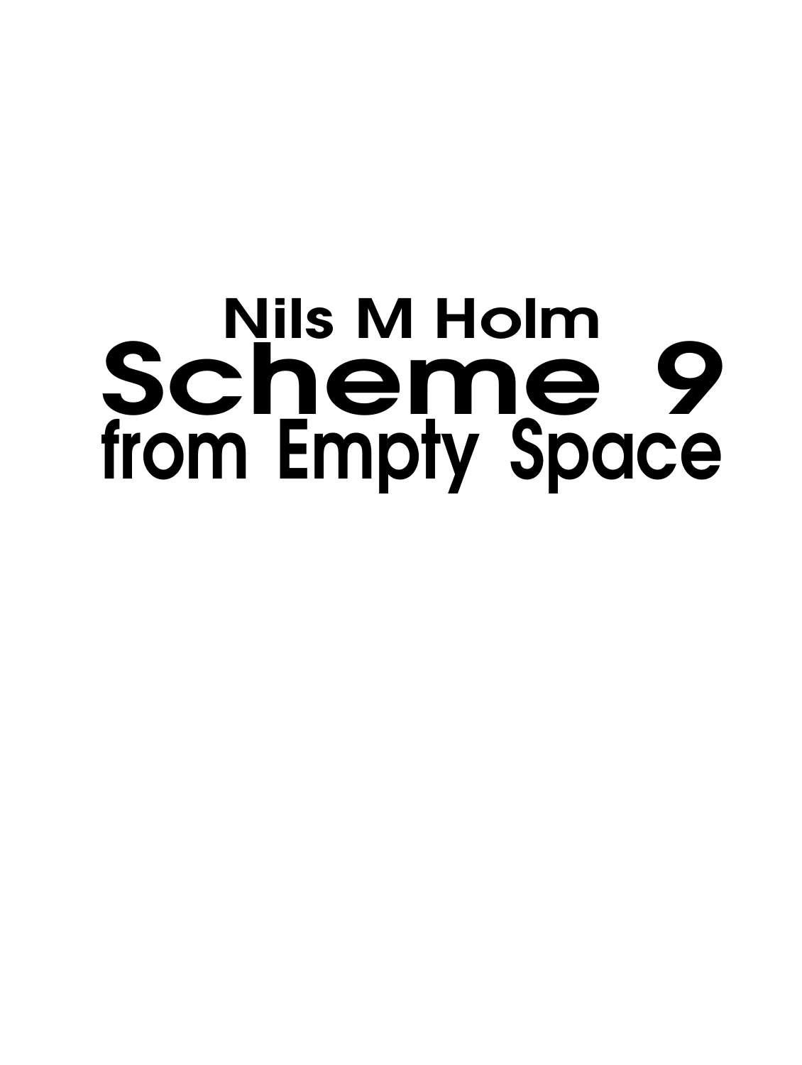**Nils M Holm**

# Scheme 9

## from Empty Space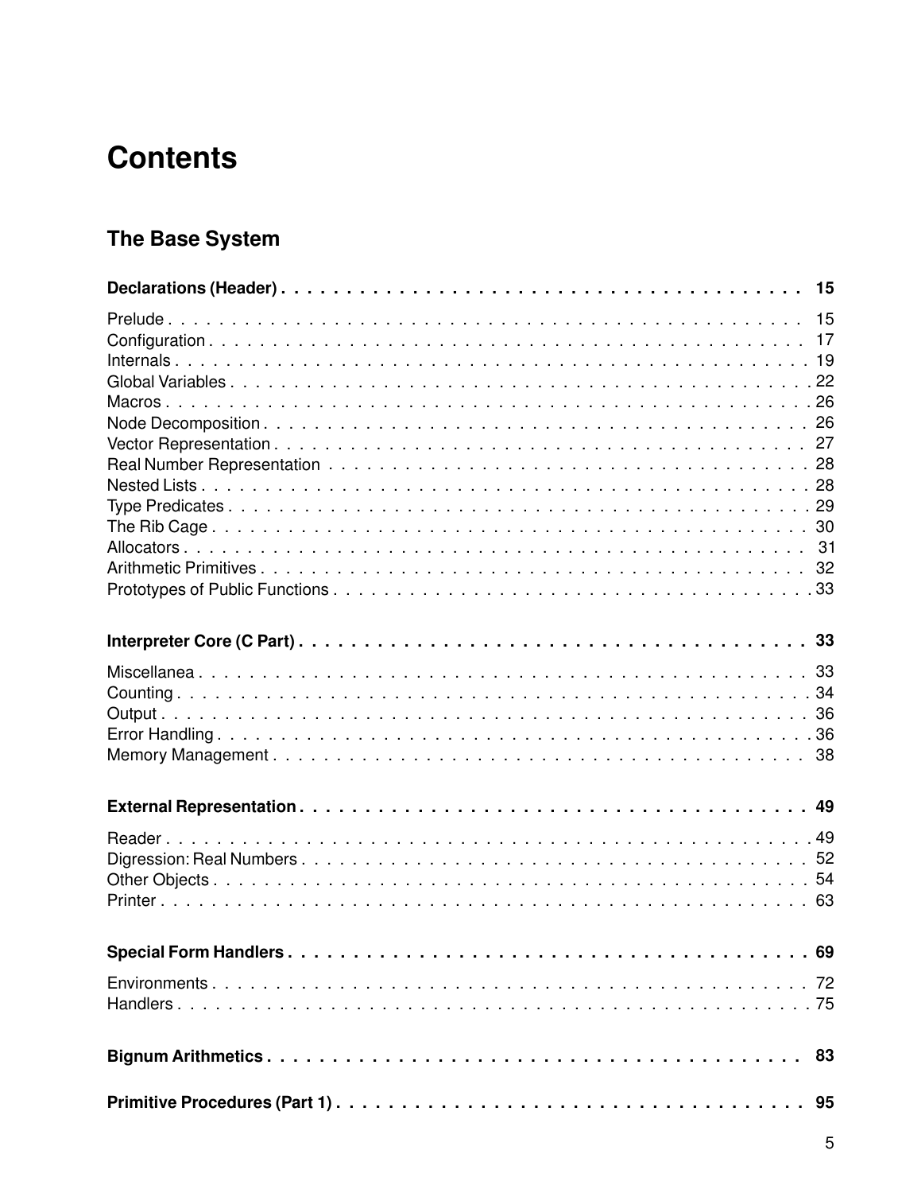# Contents

## The Base System

**Declarations (Header)** . . . . . . . . . . . . . . . . . . . . . . . . . . . . . . . . . . . . . . . . . . **15**

Prelude . . . . . . . . . . . . . . . . . . . . . . . . . . . . . . . . . . . . . . . . . . . . . . . . . 15
Configuration . . . . . . . . . . . . . . . . . . . . . . . . . . . . . . . . . . . . . . . . . . . . . 17
Internals . . . . . . . . . . . . . . . . . . . . . . . . . . . . . . . . . . . . . . . . . . . . . . . . 19
Global Variables . . . . . . . . . . . . . . . . . . . . . . . . . . . . . . . . . . . . . . . . . . . 22
Macros . . . . . . . . . . . . . . . . . . . . . . . . . . . . . . . . . . . . . . . . . . . . . . . . . 26
Node Decomposition . . . . . . . . . . . . . . . . . . . . . . . . . . . . . . . . . . . . . . . . 26
Vector Representation . . . . . . . . . . . . . . . . . . . . . . . . . . . . . . . . . . . . . . . 27
Real Number Representation . . . . . . . . . . . . . . . . . . . . . . . . . . . . . . . . . . 28
Nested Lists . . . . . . . . . . . . . . . . . . . . . . . . . . . . . . . . . . . . . . . . . . . . . . 28
Type Predicates . . . . . . . . . . . . . . . . . . . . . . . . . . . . . . . . . . . . . . . . . . . . 29
The Rib Cage . . . . . . . . . . . . . . . . . . . . . . . . . . . . . . . . . . . . . . . . . . . . . 30
Allocators . . . . . . . . . . . . . . . . . . . . . . . . . . . . . . . . . . . . . . . . . . . . . . . . 31
Arithmetic Primitives . . . . . . . . . . . . . . . . . . . . . . . . . . . . . . . . . . . . . . . . 32
Prototypes of Public Functions . . . . . . . . . . . . . . . . . . . . . . . . . . . . . . . . . 33

**Interpreter Core (C Part)** . . . . . . . . . . . . . . . . . . . . . . . . . . . . . . . . . . . . . . **33**

Miscellanea . . . . . . . . . . . . . . . . . . . . . . . . . . . . . . . . . . . . . . . . . . . . . . 33
Counting . . . . . . . . . . . . . . . . . . . . . . . . . . . . . . . . . . . . . . . . . . . . . . . . 34
Output . . . . . . . . . . . . . . . . . . . . . . . . . . . . . . . . . . . . . . . . . . . . . . . . . . 36
Error Handling . . . . . . . . . . . . . . . . . . . . . . . . . . . . . . . . . . . . . . . . . . . . . 36
Memory Management . . . . . . . . . . . . . . . . . . . . . . . . . . . . . . . . . . . . . . . . 38

**External Representation** . . . . . . . . . . . . . . . . . . . . . . . . . . . . . . . . . . . . . . **49**

Reader . . . . . . . . . . . . . . . . . . . . . . . . . . . . . . . . . . . . . . . . . . . . . . . . . . 49
Digression: Real Numbers . . . . . . . . . . . . . . . . . . . . . . . . . . . . . . . . . . . . . 52
Other Objects . . . . . . . . . . . . . . . . . . . . . . . . . . . . . . . . . . . . . . . . . . . . . . 54
Printer . . . . . . . . . . . . . . . . . . . . . . . . . . . . . . . . . . . . . . . . . . . . . . . . . . 63

**Special Form Handlers** . . . . . . . . . . . . . . . . . . . . . . . . . . . . . . . . . . . . . . . **69**

Environments . . . . . . . . . . . . . . . . . . . . . . . . . . . . . . . . . . . . . . . . . . . . . . 72
Handlers . . . . . . . . . . . . . . . . . . . . . . . . . . . . . . . . . . . . . . . . . . . . . . . . . 75

**Bignum Arithmetics** . . . . . . . . . . . . . . . . . . . . . . . . . . . . . . . . . . . . . . . . . **83**

**Primitive Procedures (Part 1)** . . . . . . . . . . . . . . . . . . . . . . . . . . . . . . . . . . . **95**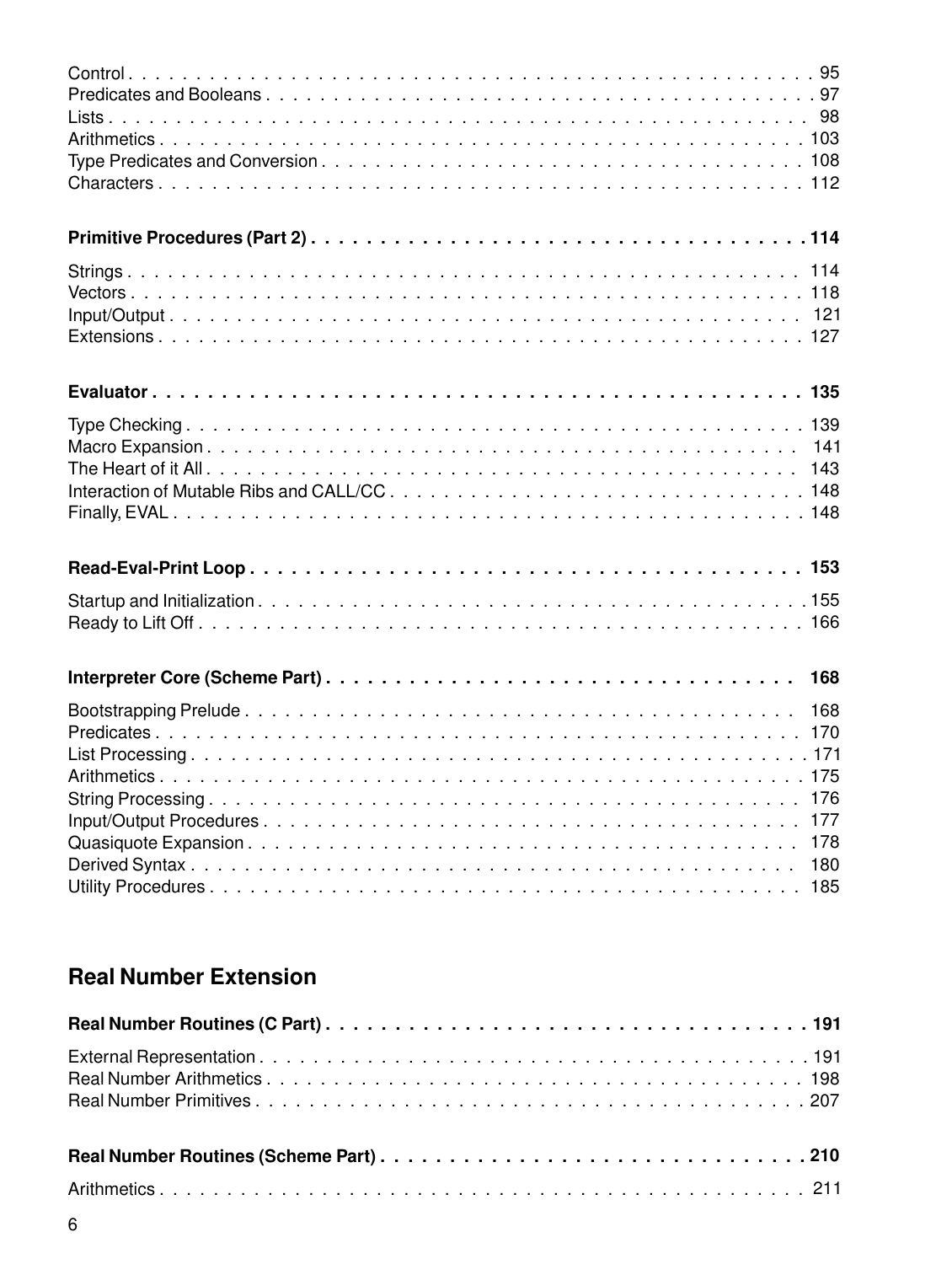Control . . . . . . . . . . . . . . . . . . . . . . . . . . . . . . . . . . . . . . . . . . . . . . . . . . . 95
Predicates and Booleans . . . . . . . . . . . . . . . . . . . . . . . . . . . . . . . . . . . . . . . . . . 97
Lists . . . . . . . . . . . . . . . . . . . . . . . . . . . . . . . . . . . . . . . . . . . . . . . . . . . . . . 98
Arithmetics . . . . . . . . . . . . . . . . . . . . . . . . . . . . . . . . . . . . . . . . . . . . . . . . . 103
Type Predicates and Conversion . . . . . . . . . . . . . . . . . . . . . . . . . . . . . . . . . . . . . 108
Characters . . . . . . . . . . . . . . . . . . . . . . . . . . . . . . . . . . . . . . . . . . . . . . . . . 112

**Primitive Procedures (Part 2) . . . . . . . . . . . . . . . . . . . . . . . . . . . . . . . . . . . . 114**

Strings . . . . . . . . . . . . . . . . . . . . . . . . . . . . . . . . . . . . . . . . . . . . . . . . . . . 114
Vectors . . . . . . . . . . . . . . . . . . . . . . . . . . . . . . . . . . . . . . . . . . . . . . . . . . . 118
Input/Output . . . . . . . . . . . . . . . . . . . . . . . . . . . . . . . . . . . . . . . . . . . . . . . . 121
Extensions . . . . . . . . . . . . . . . . . . . . . . . . . . . . . . . . . . . . . . . . . . . . . . . . . 127

**Evaluator . . . . . . . . . . . . . . . . . . . . . . . . . . . . . . . . . . . . . . . . . . . . . . . . . 135**

Type Checking . . . . . . . . . . . . . . . . . . . . . . . . . . . . . . . . . . . . . . . . . . . . . . . 139
Macro Expansion . . . . . . . . . . . . . . . . . . . . . . . . . . . . . . . . . . . . . . . . . . . . . 141
The Heart of it All . . . . . . . . . . . . . . . . . . . . . . . . . . . . . . . . . . . . . . . . . . . . 143
Interaction of Mutable Ribs and CALL/CC . . . . . . . . . . . . . . . . . . . . . . . . . . . . . . . 148
Finally, EVAL . . . . . . . . . . . . . . . . . . . . . . . . . . . . . . . . . . . . . . . . . . . . . . . 148

**Read-Eval-Print Loop . . . . . . . . . . . . . . . . . . . . . . . . . . . . . . . . . . . . . . . . . . 153**

Startup and Initialization . . . . . . . . . . . . . . . . . . . . . . . . . . . . . . . . . . . . . . . . 155
Ready to Lift Off . . . . . . . . . . . . . . . . . . . . . . . . . . . . . . . . . . . . . . . . . . . . . 166

**Interpreter Core (Scheme Part) . . . . . . . . . . . . . . . . . . . . . . . . . . . . . . . . . . . 168**

Bootstrapping Prelude . . . . . . . . . . . . . . . . . . . . . . . . . . . . . . . . . . . . . . . . . . 168
Predicates . . . . . . . . . . . . . . . . . . . . . . . . . . . . . . . . . . . . . . . . . . . . . . . . . 170
List Processing . . . . . . . . . . . . . . . . . . . . . . . . . . . . . . . . . . . . . . . . . . . . . . 171
Arithmetics . . . . . . . . . . . . . . . . . . . . . . . . . . . . . . . . . . . . . . . . . . . . . . . . . 175
String Processing . . . . . . . . . . . . . . . . . . . . . . . . . . . . . . . . . . . . . . . . . . . . . 176
Input/Output Procedures . . . . . . . . . . . . . . . . . . . . . . . . . . . . . . . . . . . . . . . . . 177
Quasiquote Expansion . . . . . . . . . . . . . . . . . . . . . . . . . . . . . . . . . . . . . . . . . . 178
Derived Syntax . . . . . . . . . . . . . . . . . . . . . . . . . . . . . . . . . . . . . . . . . . . . . . . 180
Utility Procedures . . . . . . . . . . . . . . . . . . . . . . . . . . . . . . . . . . . . . . . . . . . . . 185

## Real Number Extension

**Real Number Routines (C Part) . . . . . . . . . . . . . . . . . . . . . . . . . . . . . . . . . . . . 191**

External Representation . . . . . . . . . . . . . . . . . . . . . . . . . . . . . . . . . . . . . . . . . 191
Real Number Arithmetics . . . . . . . . . . . . . . . . . . . . . . . . . . . . . . . . . . . . . . . . . 198
Real Number Primitives . . . . . . . . . . . . . . . . . . . . . . . . . . . . . . . . . . . . . . . . . . 207

**Real Number Routines (Scheme Part) . . . . . . . . . . . . . . . . . . . . . . . . . . . . . . . . . 210**

Arithmetics . . . . . . . . . . . . . . . . . . . . . . . . . . . . . . . . . . . . . . . . . . . . . . . . . 211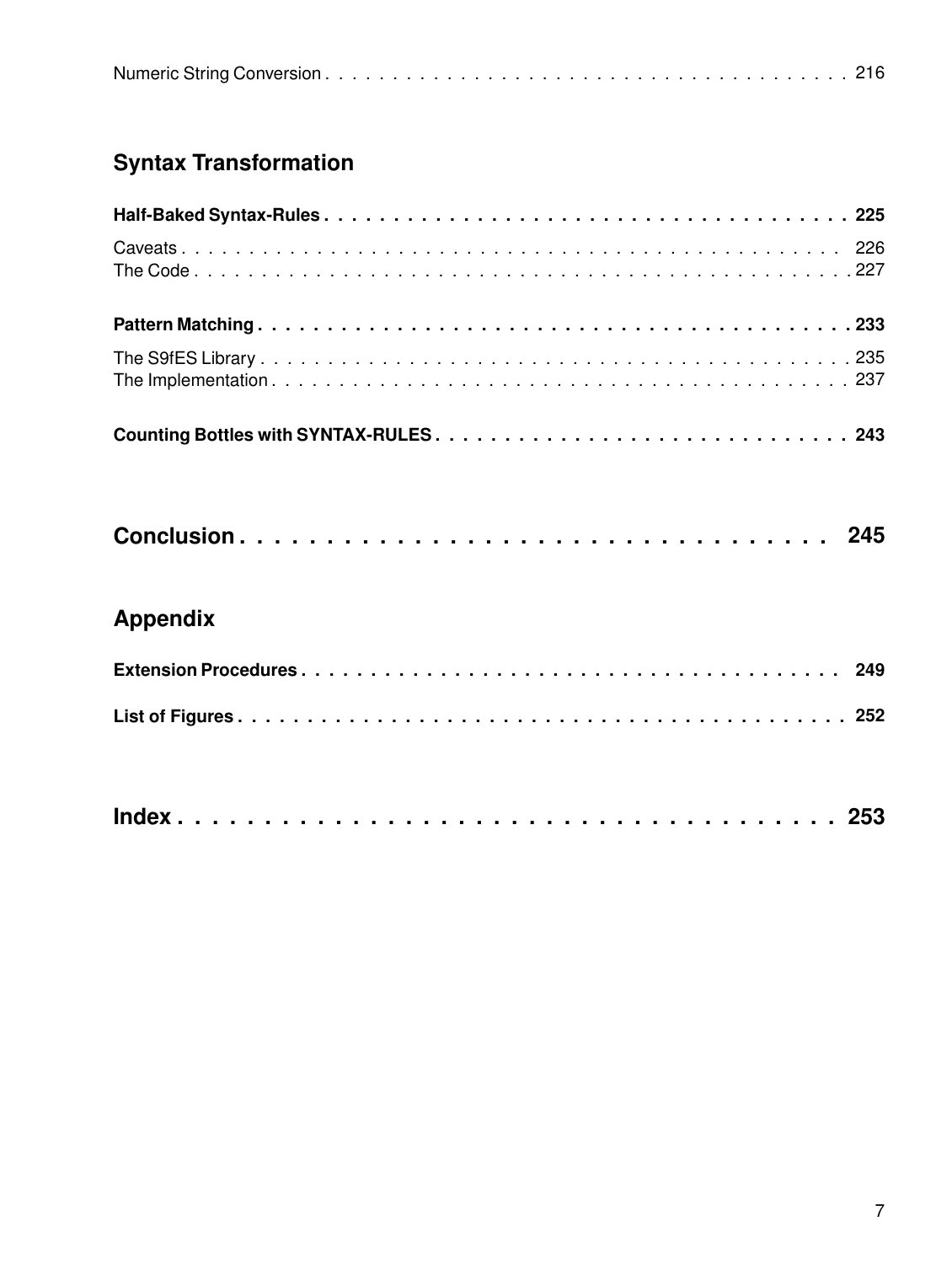Numeric String Conversion . . . . . . . . . . . . . . . . . . . . . . . . . . . . . . . . . . . . . . . . . 216

## Syntax Transformation

**Half-Baked Syntax-Rules . . . . . . . . . . . . . . . . . . . . . . . . . . . . . . . . . . . . . . . . 225**

Caveats . . . . . . . . . . . . . . . . . . . . . . . . . . . . . . . . . . . . . . . . . . . . . . . . . . 226
The Code . . . . . . . . . . . . . . . . . . . . . . . . . . . . . . . . . . . . . . . . . . . . . . . . . 227

**Pattern Matching . . . . . . . . . . . . . . . . . . . . . . . . . . . . . . . . . . . . . . . . . . . . 233**

The S9fES Library . . . . . . . . . . . . . . . . . . . . . . . . . . . . . . . . . . . . . . . . . . . . 235
The Implementation . . . . . . . . . . . . . . . . . . . . . . . . . . . . . . . . . . . . . . . . . . . 237

**Counting Bottles with SYNTAX-RULES . . . . . . . . . . . . . . . . . . . . . . . . . . . . . . 243**

# Conclusion . . . . . . . . . . . . . . . . . . . . . . . . . . . . . . . . . . 245

## Appendix

**Extension Procedures . . . . . . . . . . . . . . . . . . . . . . . . . . . . . . . . . . . . . . . . . 249**

**List of Figures . . . . . . . . . . . . . . . . . . . . . . . . . . . . . . . . . . . . . . . . . . . . . 252**

# Index . . . . . . . . . . . . . . . . . . . . . . . . . . . . . . . . . . . . . . 253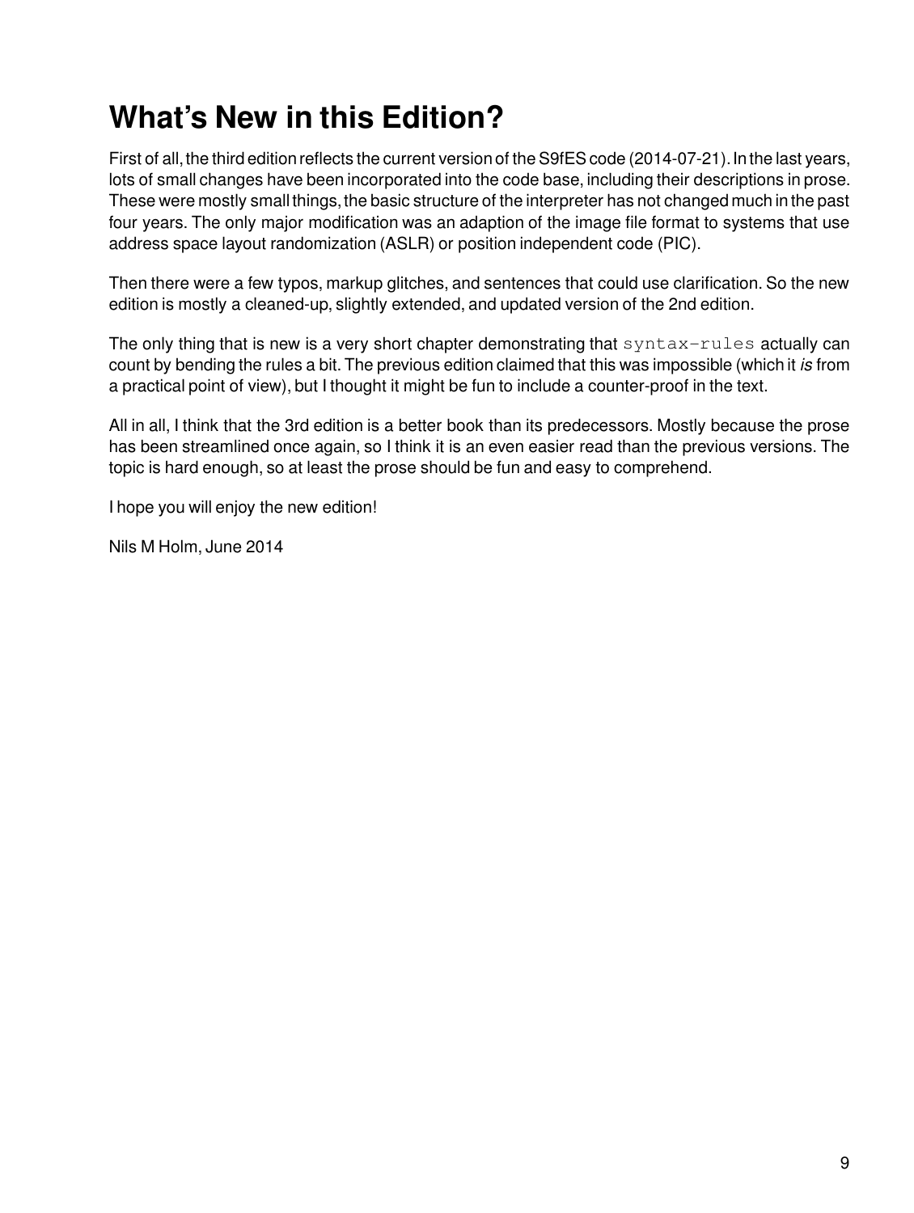# What's New in this Edition?

First of all, the third edition reflects the current version of the S9fES code (2014-07-21). In the last years, lots of small changes have been incorporated into the code base, including their descriptions in prose. These were mostly small things, the basic structure of the interpreter has not changed much in the past four years. The only major modification was an adaption of the image file format to systems that use address space layout randomization (ASLR) or position independent code (PIC).

Then there were a few typos, markup glitches, and sentences that could use clarification. So the new edition is mostly a cleaned-up, slightly extended, and updated version of the 2nd edition.

The only thing that is new is a very short chapter demonstrating that `syntax-rules` actually can count by bending the rules a bit. The previous edition claimed that this was impossible (which it *is* from a practical point of view), but I thought it might be fun to include a counter-proof in the text.

All in all, I think that the 3rd edition is a better book than its predecessors. Mostly because the prose has been streamlined once again, so I think it is an even easier read than the previous versions. The topic is hard enough, so at least the prose should be fun and easy to comprehend.

I hope you will enjoy the new edition!

Nils M Holm, June 2014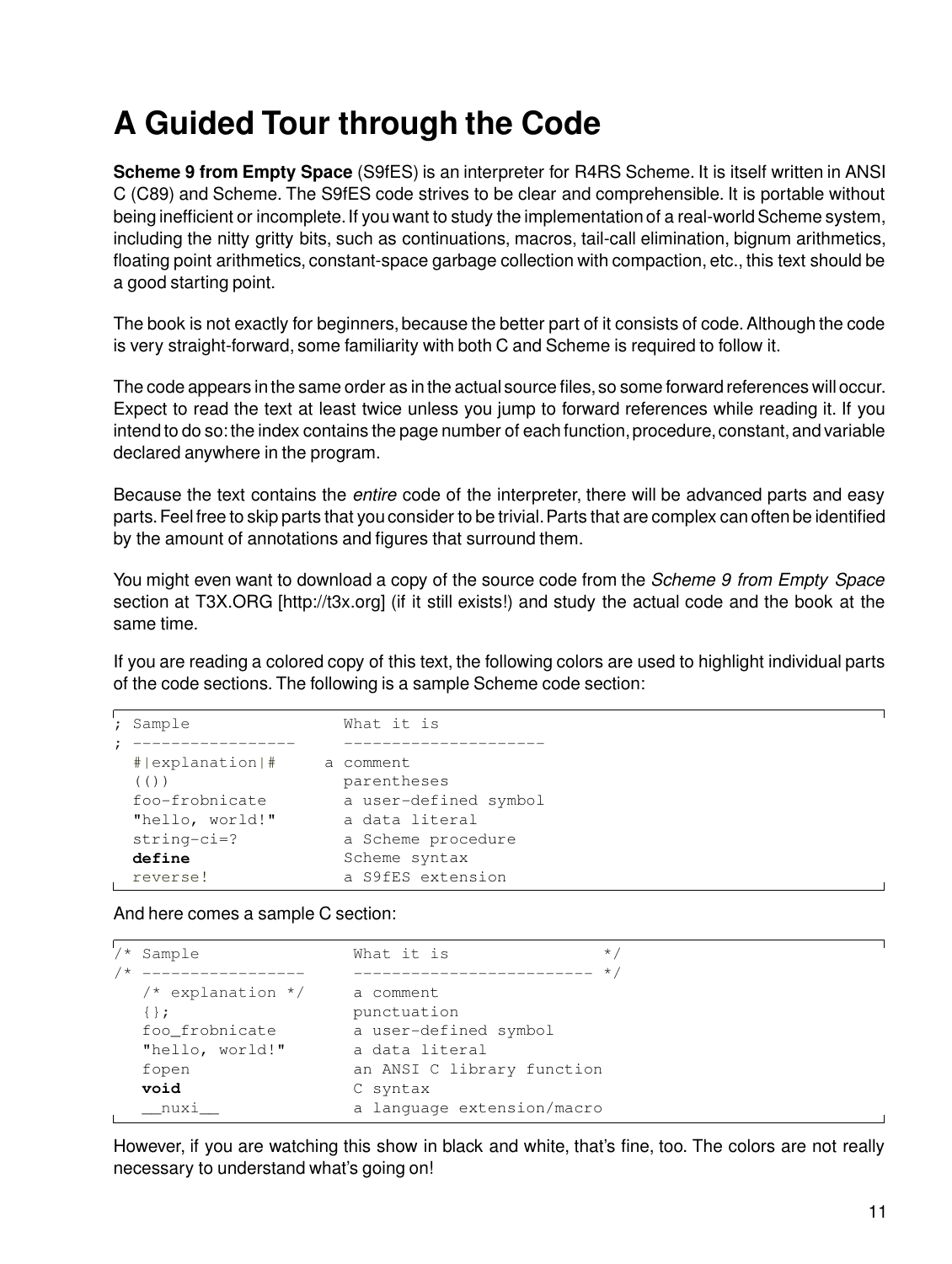# A Guided Tour through the Code

**Scheme 9 from Empty Space** (S9fES) is an interpreter for R4RS Scheme. It is itself written in ANSI C (C89) and Scheme. The S9fES code strives to be clear and comprehensible. It is portable without being inefficient or incomplete. If you want to study the implementation of a real-world Scheme system, including the nitty gritty bits, such as continuations, macros, tail-call elimination, bignum arithmetics, floating point arithmetics, constant-space garbage collection with compaction, etc., this text should be a good starting point.

The book is not exactly for beginners, because the better part of it consists of code. Although the code is very straight-forward, some familiarity with both C and Scheme is required to follow it.

The code appears in the same order as in the actual source files, so some forward references will occur. Expect to read the text at least twice unless you jump to forward references while reading it. If you intend to do so: the index contains the page number of each function, procedure, constant, and variable declared anywhere in the program.

Because the text contains the *entire* code of the interpreter, there will be advanced parts and easy parts. Feel free to skip parts that you consider to be trivial. Parts that are complex can often be identified by the amount of annotations and figures that surround them.

You might even want to download a copy of the source code from the *Scheme 9 from Empty Space* section at T3X.ORG [http://t3x.org] (if it still exists!) and study the actual code and the book at the same time.

If you are reading a colored copy of this text, the following colors are used to highlight individual parts of the code sections. The following is a sample Scheme code section:

```
; Sample                 What it is
; -----------------      ---------------------
  #|explanation|#      a comment
  (())                   parentheses
  foo-frobnicate         a user-defined symbol
  "hello, world!"        a data literal
  string-ci=?            a Scheme procedure
  define                 Scheme syntax
  reverse!               a S9fES extension
```

And here comes a sample C section:

```
/* Sample                 What it is                */
/* -----------------      ------------------------- */
   /* explanation */      a comment
   {};                    punctuation
   foo_frobnicate         a user-defined symbol
   "hello, world!"        a data literal
   fopen                  an ANSI C library function
   void                   C syntax
   __nuxi__               a language extension/macro
```

However, if you are watching this show in black and white, that's fine, too. The colors are not really necessary to understand what's going on!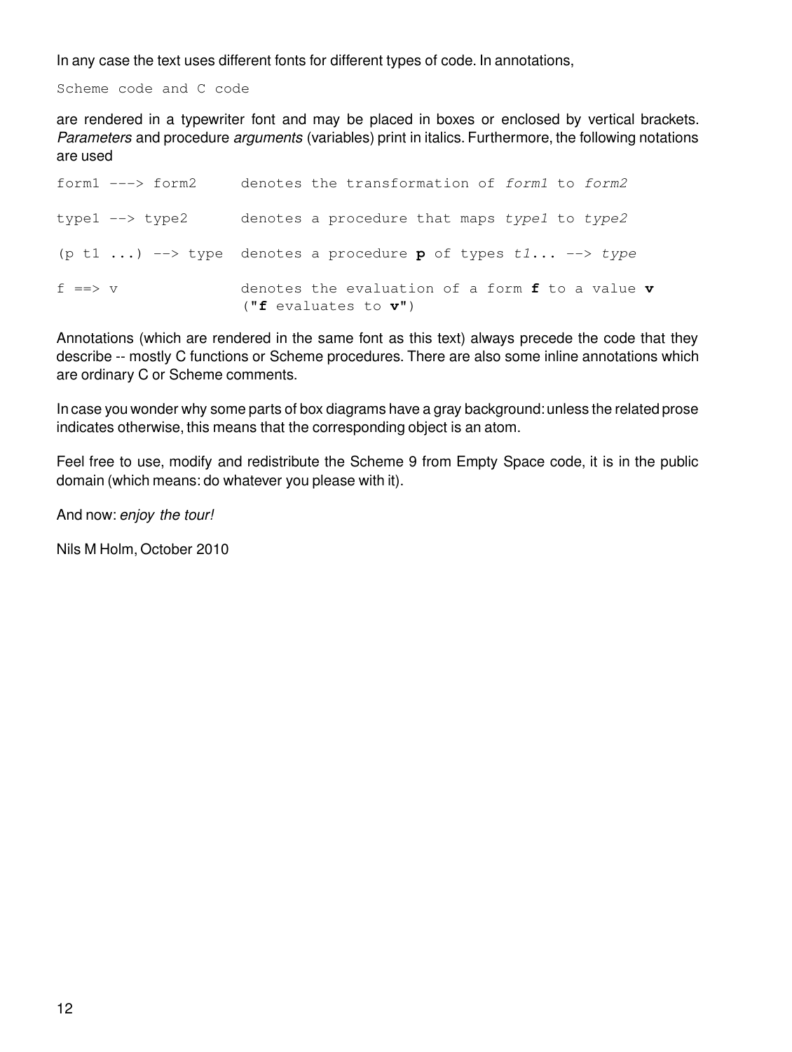In any case the text uses different fonts for different types of code. In annotations,

```
Scheme code and C code
```

are rendered in a typewriter font and may be placed in boxes or enclosed by vertical brackets. *Parameters* and procedure *arguments* (variables) print in italics. Furthermore, the following notations are used

```
form1 ---> form2      denotes the transformation of form1 to form2

type1 --> type2       denotes a procedure that maps type1 to type2

(p t1 ...) --> type   denotes a procedure p of types t1... --> type

f ==> v               denotes the evaluation of a form f to a value v
                      ("f evaluates to v")
```

Annotations (which are rendered in the same font as this text) always precede the code that they describe -- mostly C functions or Scheme procedures. There are also some inline annotations which are ordinary C or Scheme comments.

In case you wonder why some parts of box diagrams have a gray background: unless the related prose indicates otherwise, this means that the corresponding object is an atom.

Feel free to use, modify and redistribute the Scheme 9 from Empty Space code, it is in the public domain (which means: do whatever you please with it).

And now: *enjoy the tour!*

Nils M Holm, October 2010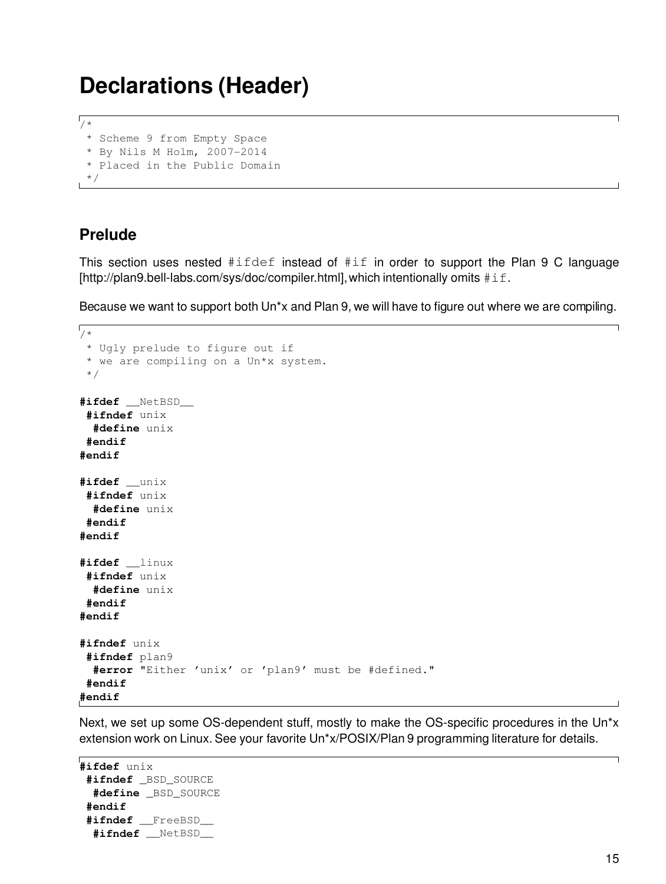# Declarations (Header)

```
/*
 * Scheme 9 from Empty Space
 * By Nils M Holm, 2007-2014
 * Placed in the Public Domain
 */
```

## Prelude

This section uses nested `#ifdef` instead of `#if` in order to support the Plan 9 C language [http://plan9.bell-labs.com/sys/doc/compiler.html], which intentionally omits `#if`.

Because we want to support both Un*x and Plan 9, we will have to figure out where we are compiling.

```
/*
 * Ugly prelude to figure out if
 * we are compiling on a Un*x system.
 */

#ifdef __NetBSD__
 #ifndef unix
  #define unix
 #endif
#endif

#ifdef __unix
 #ifndef unix
  #define unix
 #endif
#endif

#ifdef __linux
 #ifndef unix
  #define unix
 #endif
#endif

#ifndef unix
 #ifndef plan9
  #error "Either 'unix' or 'plan9' must be #defined."
 #endif
#endif
```

Next, we set up some OS-dependent stuff, mostly to make the OS-specific procedures in the Un*x extension work on Linux. See your favorite Un*x/POSIX/Plan 9 programming literature for details.

```
#ifdef unix
 #ifndef _BSD_SOURCE
  #define _BSD_SOURCE
 #endif
 #ifndef __FreeBSD__
  #ifndef __NetBSD__
```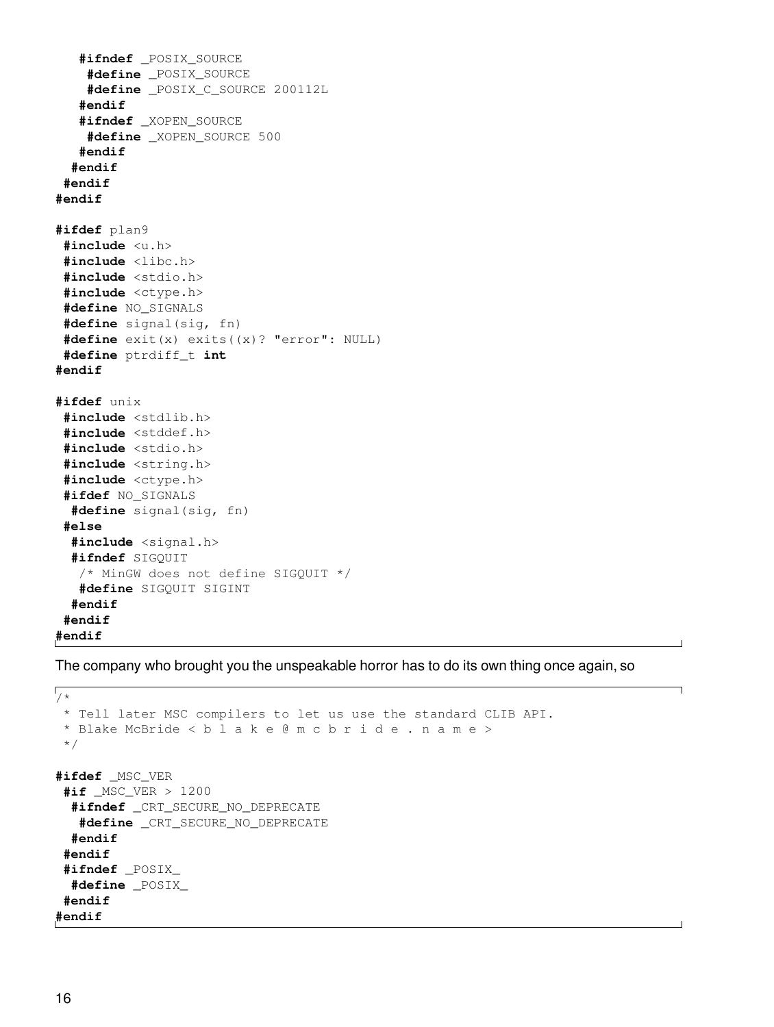```
   #ifndef _POSIX_SOURCE
    #define _POSIX_SOURCE
    #define _POSIX_C_SOURCE 200112L
   #endif
   #ifndef _XOPEN_SOURCE
    #define _XOPEN_SOURCE 500
   #endif
  #endif
 #endif
#endif

#ifdef plan9
 #include <u.h>
 #include <libc.h>
 #include <stdio.h>
 #include <ctype.h>
 #define NO_SIGNALS
 #define signal(sig, fn)
 #define exit(x) exits((x)? "error": NULL)
 #define ptrdiff_t int
#endif

#ifdef unix
 #include <stdlib.h>
 #include <stddef.h>
 #include <stdio.h>
 #include <string.h>
 #include <ctype.h>
 #ifdef NO_SIGNALS
  #define signal(sig, fn)
 #else
  #include <signal.h>
  #ifndef SIGQUIT
   /* MinGW does not define SIGQUIT */
   #define SIGQUIT SIGINT
  #endif
 #endif
#endif
```

The company who brought you the unspeakable horror has to do its own thing once again, so

```
/*
 * Tell later MSC compilers to let us use the standard CLIB API.
 * Blake McBride < b l a k e @ m c b r i d e . n a m e >
 */

#ifdef _MSC_VER
 #if _MSC_VER > 1200
  #ifndef _CRT_SECURE_NO_DEPRECATE
   #define _CRT_SECURE_NO_DEPRECATE
  #endif
 #endif
 #ifndef _POSIX_
  #define _POSIX_
 #endif
#endif
```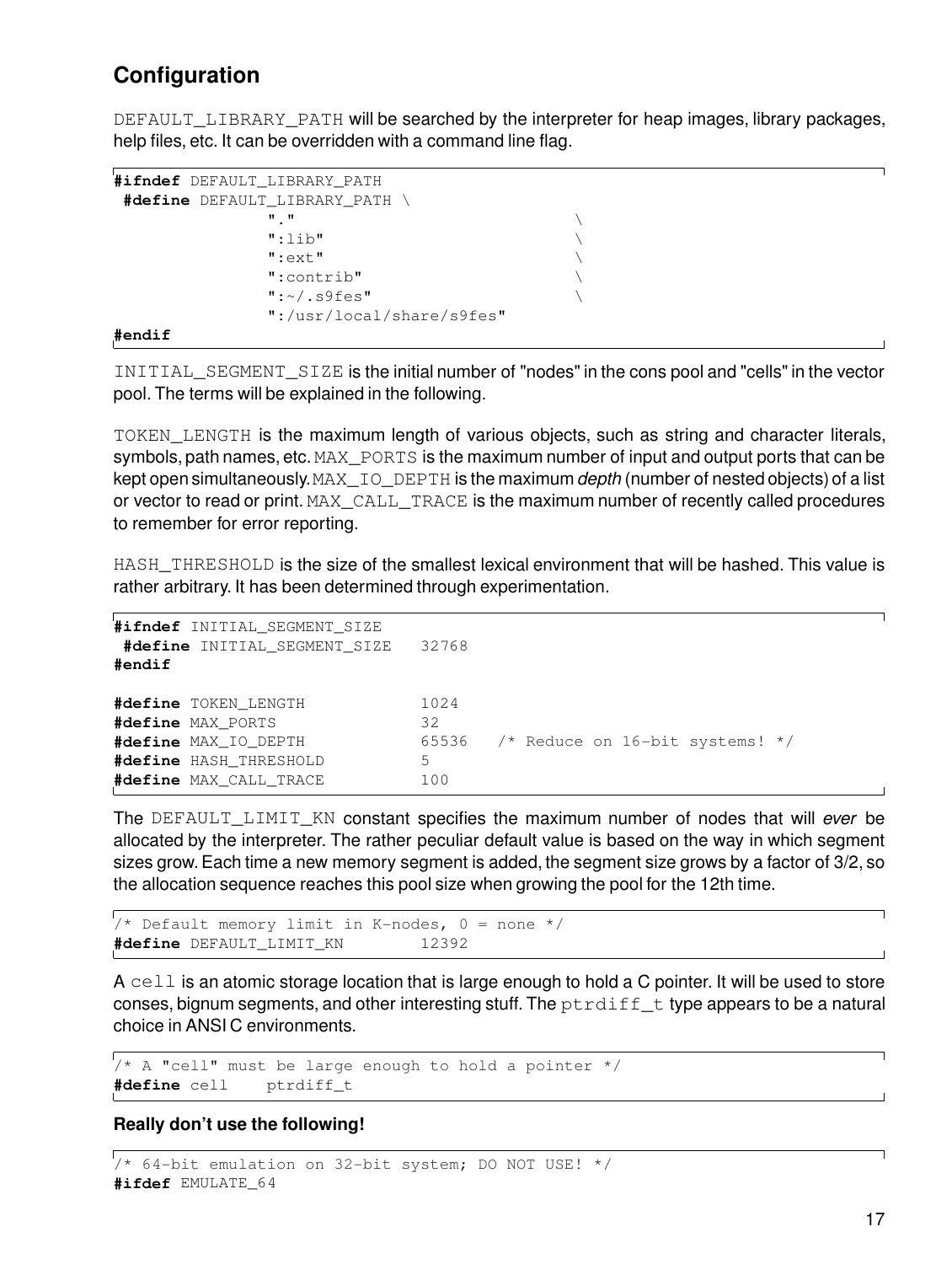## Configuration

DEFAULT_LIBRARY_PATH will be searched by the interpreter for heap images, library packages, help files, etc. It can be overridden with a command line flag.

```
#ifndef DEFAULT_LIBRARY_PATH
 #define DEFAULT_LIBRARY_PATH \
              "."                           \
              ":lib"                        \
              ":ext"                        \
              ":contrib"                    \
              ":~/.s9fes"                   \
              ":/usr/local/share/s9fes"
#endif
```

INITIAL_SEGMENT_SIZE is the initial number of "nodes" in the cons pool and "cells" in the vector pool. The terms will be explained in the following.

TOKEN_LENGTH is the maximum length of various objects, such as string and character literals, symbols, path names, etc. MAX_PORTS is the maximum number of input and output ports that can be kept open simultaneously. MAX_IO_DEPTH is the maximum *depth* (number of nested objects) of a list or vector to read or print. MAX_CALL_TRACE is the maximum number of recently called procedures to remember for error reporting.

HASH_THRESHOLD is the size of the smallest lexical environment that will be hashed. This value is rather arbitrary. It has been determined through experimentation.

```
#ifndef INITIAL_SEGMENT_SIZE
 #define INITIAL_SEGMENT_SIZE   32768
#endif

#define TOKEN_LENGTH           1024
#define MAX_PORTS              32
#define MAX_IO_DEPTH           65536   /* Reduce on 16-bit systems! */
#define HASH_THRESHOLD         5
#define MAX_CALL_TRACE         100
```

The DEFAULT_LIMIT_KN constant specifies the maximum number of nodes that will *ever* be allocated by the interpreter. The rather peculiar default value is based on the way in which segment sizes grow. Each time a new memory segment is added, the segment size grows by a factor of 3/2, so the allocation sequence reaches this pool size when growing the pool for the 12th time.

```
/* Default memory limit in K-nodes, 0 = none */
#define DEFAULT_LIMIT_KN       12392
```

A cell is an atomic storage location that is large enough to hold a C pointer. It will be used to store conses, bignum segments, and other interesting stuff. The ptrdiff_t type appears to be a natural choice in ANSI C environments.

```
/* A "cell" must be large enough to hold a pointer */
#define cell    ptrdiff_t
```

**Really don't use the following!**

```
/* 64-bit emulation on 32-bit system; DO NOT USE! */
#ifdef EMULATE_64
```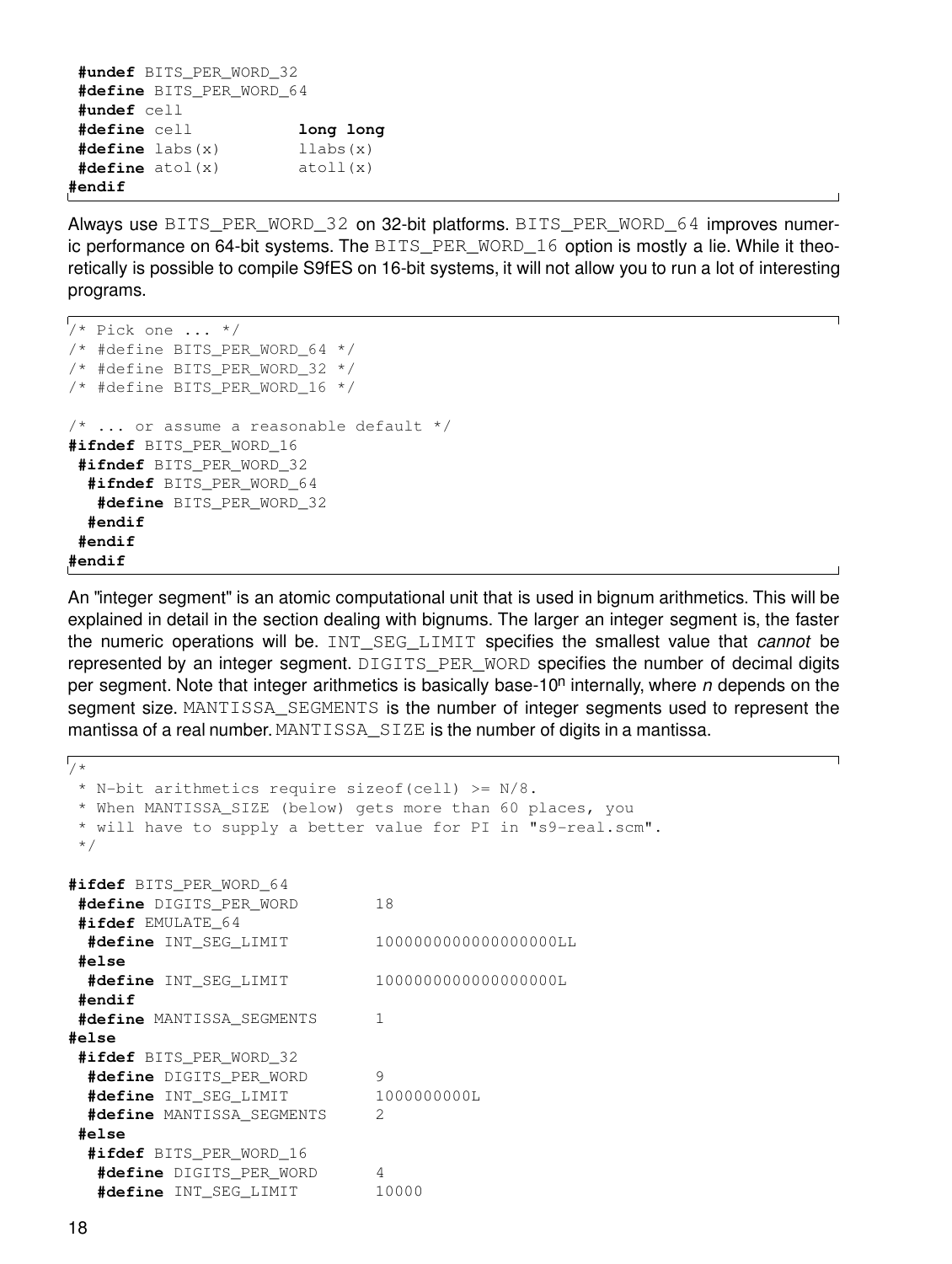```
 #undef BITS_PER_WORD_32
 #define BITS_PER_WORD_64
 #undef cell
 #define cell           long long
 #define labs(x)        llabs(x)
 #define atol(x)        atoll(x)
#endif
```

Always use BITS_PER_WORD_32 on 32-bit platforms. BITS_PER_WORD_64 improves numeric performance on 64-bit systems. The BITS_PER_WORD_16 option is mostly a lie. While it theoretically is possible to compile S9fES on 16-bit systems, it will not allow you to run a lot of interesting programs.

```
/* Pick one ... */
/* #define BITS_PER_WORD_64 */
/* #define BITS_PER_WORD_32 */
/* #define BITS_PER_WORD_16 */

/* ... or assume a reasonable default */
#ifndef BITS_PER_WORD_16
 #ifndef BITS_PER_WORD_32
  #ifndef BITS_PER_WORD_64
   #define BITS_PER_WORD_32
  #endif
 #endif
#endif
```

An "integer segment" is an atomic computational unit that is used in bignum arithmetics. This will be explained in detail in the section dealing with bignums. The larger an integer segment is, the faster the numeric operations will be. INT_SEG_LIMIT specifies the smallest value that *cannot* be represented by an integer segment. DIGITS_PER_WORD specifies the number of decimal digits per segment. Note that integer arithmetics is basically base-$10^n$ internally, where $n$ depends on the segment size. MANTISSA_SEGMENTS is the number of integer segments used to represent the mantissa of a real number. MANTISSA_SIZE is the number of digits in a mantissa.

```
/*
 * N-bit arithmetics require sizeof(cell) >= N/8.
 * When MANTISSA_SIZE (below) gets more than 60 places, you
 * will have to supply a better value for PI in "s9-real.scm".
 */

#ifdef BITS_PER_WORD_64
 #define DIGITS_PER_WORD        18
 #ifdef EMULATE_64
  #define INT_SEG_LIMIT         1000000000000000000LL
 #else
  #define INT_SEG_LIMIT         1000000000000000000L
 #endif
 #define MANTISSA_SEGMENTS      1
#else
 #ifdef BITS_PER_WORD_32
  #define DIGITS_PER_WORD       9
  #define INT_SEG_LIMIT         1000000000L
  #define MANTISSA_SEGMENTS     2
 #else
  #ifdef BITS_PER_WORD_16
   #define DIGITS_PER_WORD      4
   #define INT_SEG_LIMIT        10000
```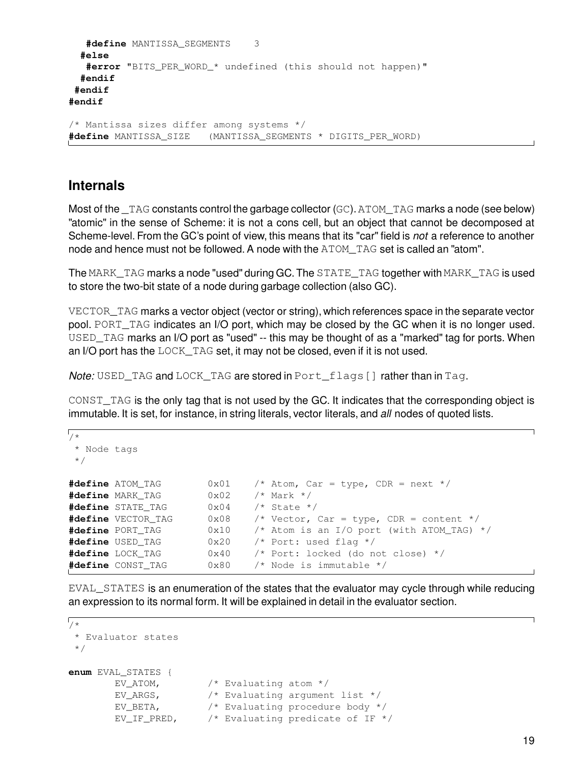```
   #define MANTISSA_SEGMENTS    3
  #else
   #error "BITS_PER_WORD_* undefined (this should not happen)"
  #endif
 #endif
#endif

/* Mantissa sizes differ among systems */
#define MANTISSA_SIZE   (MANTISSA_SEGMENTS * DIGITS_PER_WORD)
```

## Internals

Most of the `_TAG` constants control the garbage collector (GC). `ATOM_TAG` marks a node (see below) "atomic" in the sense of Scheme: it is not a cons cell, but an object that cannot be decomposed at Scheme-level. From the GC's point of view, this means that its "car" field is *not* a reference to another node and hence must not be followed. A node with the `ATOM_TAG` set is called an "atom".

The `MARK_TAG` marks a node "used" during GC. The `STATE_TAG` together with `MARK_TAG` is used to store the two-bit state of a node during garbage collection (also GC).

`VECTOR_TAG` marks a vector object (vector or string), which references space in the separate vector pool. `PORT_TAG` indicates an I/O port, which may be closed by the GC when it is no longer used. `USED_TAG` marks an I/O port as "used" -- this may be thought of as a "marked" tag for ports. When an I/O port has the `LOCK_TAG` set, it may not be closed, even if it is not used.

*Note:* `USED_TAG` and `LOCK_TAG` are stored in `Port_flags[]` rather than in `Tag`.

`CONST_TAG` is the only tag that is not used by the GC. It indicates that the corresponding object is immutable. It is set, for instance, in string literals, vector literals, and *all* nodes of quoted lists.

```
/*
 * Node tags
 */

#define ATOM_TAG        0x01    /* Atom, Car = type, CDR = next */
#define MARK_TAG        0x02    /* Mark */
#define STATE_TAG       0x04    /* State */
#define VECTOR_TAG      0x08    /* Vector, Car = type, CDR = content */
#define PORT_TAG        0x10    /* Atom is an I/O port (with ATOM_TAG) */
#define USED_TAG        0x20    /* Port: used flag */
#define LOCK_TAG        0x40    /* Port: locked (do not close) */
#define CONST_TAG       0x80    /* Node is immutable */
```

`EVAL_STATES` is an enumeration of the states that the evaluator may cycle through while reducing an expression to its normal form. It will be explained in detail in the evaluator section.

```
/*
 * Evaluator states
 */

enum EVAL_STATES {
        EV_ATOM,        /* Evaluating atom */
        EV_ARGS,        /* Evaluating argument list */
        EV_BETA,        /* Evaluating procedure body */
        EV_IF_PRED,     /* Evaluating predicate of IF */
```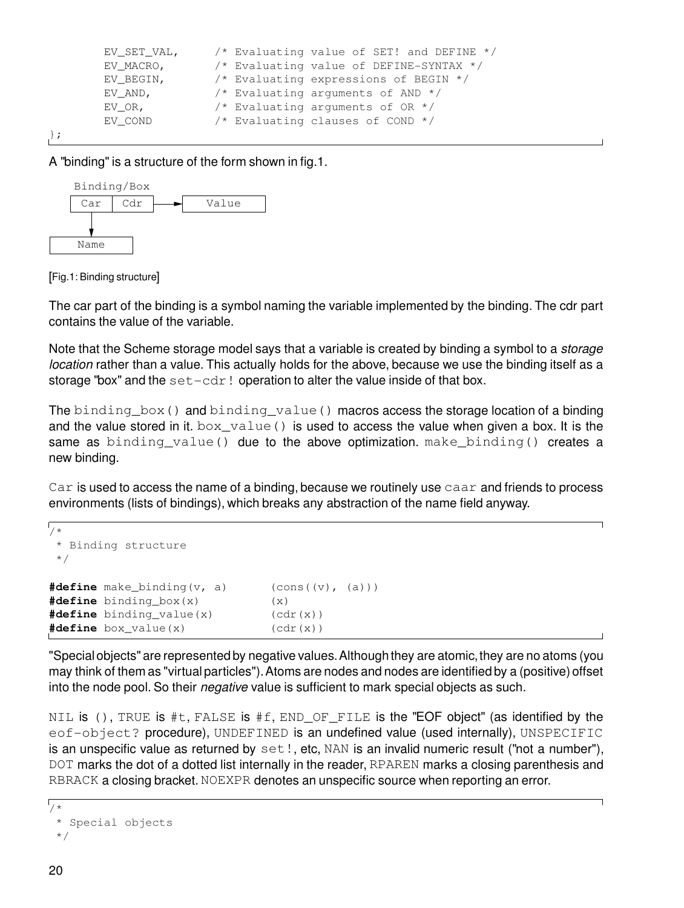```
        EV_SET_VAL,     /* Evaluating value of SET! and DEFINE */
        EV_MACRO,       /* Evaluating value of DEFINE-SYNTAX */
        EV_BEGIN,       /* Evaluating expressions of BEGIN */
        EV_AND,         /* Evaluating arguments of AND */
        EV_OR,          /* Evaluating arguments of OR */
        EV_COND         /* Evaluating clauses of COND */
};
```

A "binding" is a structure of the form shown in fig.1.

```
   Binding/Box
  | Car | Cdr | ----> | Value |
     |
     v
  | Name |
```

[Fig.1: Binding structure]

The car part of the binding is a symbol naming the variable implemented by the binding. The cdr part contains the value of the variable.

Note that the Scheme storage model says that a variable is created by binding a symbol to a *storage location* rather than a value. This actually holds for the above, because we use the binding itself as a storage "box" and the `set-cdr!` operation to alter the value inside of that box.

The `binding_box()` and `binding_value()` macros access the storage location of a binding and the value stored in it. `box_value()` is used to access the value when given a box. It is the same as `binding_value()` due to the above optimization. `make_binding()` creates a new binding.

`Car` is used to access the name of a binding, because we routinely use `caar` and friends to process environments (lists of bindings), which breaks any abstraction of the name field anyway.

```
/*
 * Binding structure
 */

#define make_binding(v, a)      (cons((v), (a)))
#define binding_box(x)          (x)
#define binding_value(x)        (cdr(x))
#define box_value(x)            (cdr(x))
```

"Special objects" are represented by negative values. Although they are atomic, they are no atoms (you may think of them as "virtual particles"). Atoms are nodes and nodes are identified by a (positive) offset into the node pool. So their *negative* value is sufficient to mark special objects as such.

`NIL` is `()`, `TRUE` is `#t`, `FALSE` is `#f`, `END_OF_FILE` is the "EOF object" (as identified by the `eof-object?` procedure), `UNDEFINED` is an undefined value (used internally), `UNSPECIFIC` is an unspecific value as returned by `set!`, etc, `NAN` is an invalid numeric result ("not a number"), `DOT` marks the dot of a dotted list internally in the reader, `RPAREN` marks a closing parenthesis and `RBRACK` a closing bracket. `NOEXPR` denotes an unspecific source when reporting an error.

```
/*
 * Special objects
 */
```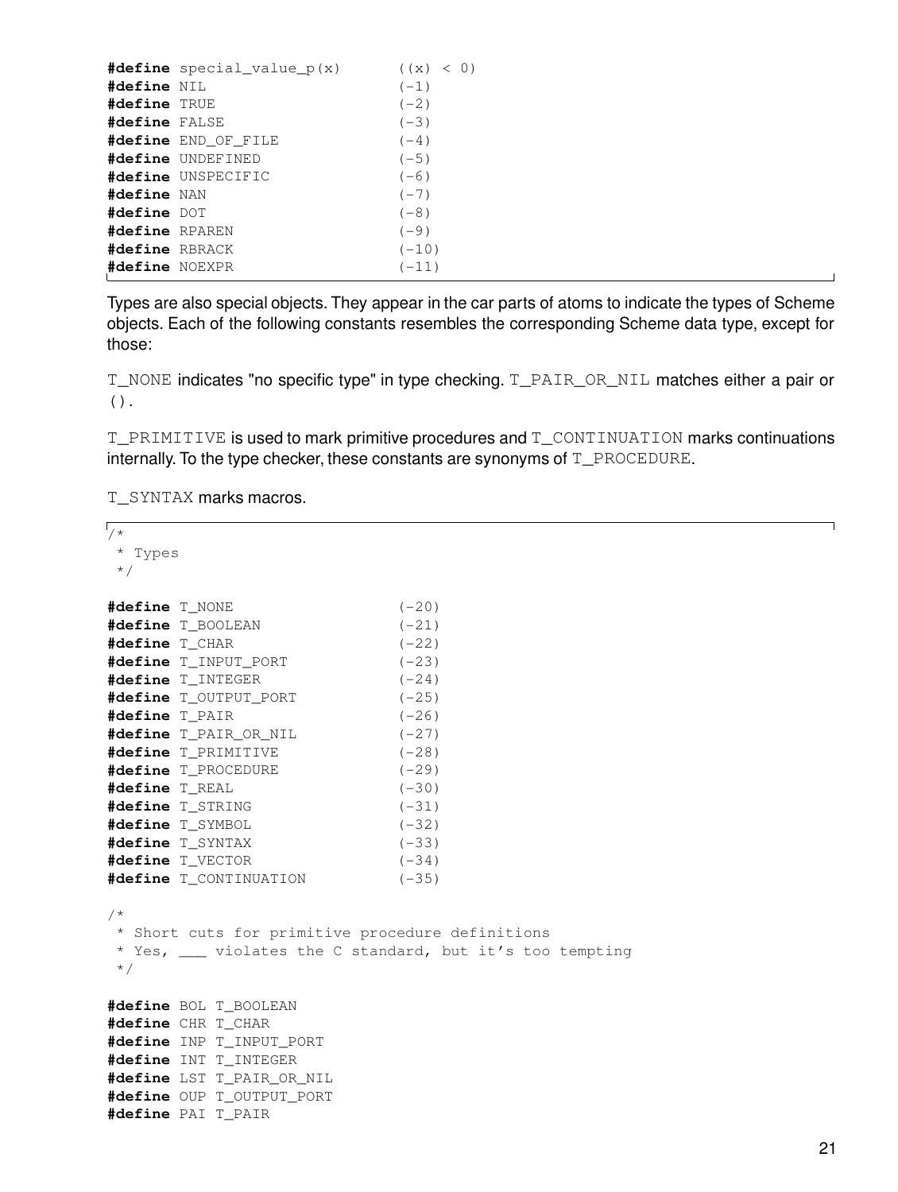```
#define special_value_p(x)      ((x) < 0)
#define NIL                     (-1)
#define TRUE                    (-2)
#define FALSE                   (-3)
#define END_OF_FILE             (-4)
#define UNDEFINED               (-5)
#define UNSPECIFIC              (-6)
#define NAN                     (-7)
#define DOT                     (-8)
#define RPAREN                  (-9)
#define RBRACK                  (-10)
#define NOEXPR                  (-11)
```

Types are also special objects. They appear in the car parts of atoms to indicate the types of Scheme objects. Each of the following constants resembles the corresponding Scheme data type, except for those:

`T_NONE` indicates "no specific type" in type checking. `T_PAIR_OR_NIL` matches either a pair or `()`.

`T_PRIMITIVE` is used to mark primitive procedures and `T_CONTINUATION` marks continuations internally. To the type checker, these constants are synonyms of `T_PROCEDURE`.

`T_SYNTAX` marks macros.

```
/*
 * Types
 */

#define T_NONE                  (-20)
#define T_BOOLEAN               (-21)
#define T_CHAR                  (-22)
#define T_INPUT_PORT            (-23)
#define T_INTEGER               (-24)
#define T_OUTPUT_PORT           (-25)
#define T_PAIR                  (-26)
#define T_PAIR_OR_NIL           (-27)
#define T_PRIMITIVE             (-28)
#define T_PROCEDURE             (-29)
#define T_REAL                  (-30)
#define T_STRING                (-31)
#define T_SYMBOL                (-32)
#define T_SYNTAX                (-33)
#define T_VECTOR                (-34)
#define T_CONTINUATION          (-35)

/*
 * Short cuts for primitive procedure definitions
 * Yes, ___ violates the C standard, but it's too tempting
 */

#define BOL T_BOOLEAN
#define CHR T_CHAR
#define INP T_INPUT_PORT
#define INT T_INTEGER
#define LST T_PAIR_OR_NIL
#define OUP T_OUTPUT_PORT
#define PAI T_PAIR
```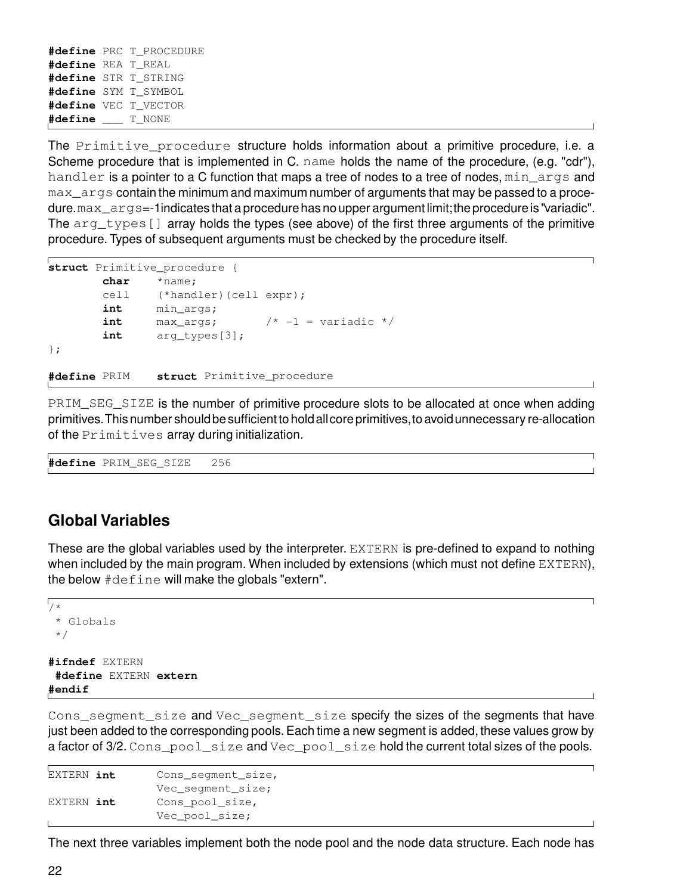```
#define PRC T_PROCEDURE
#define REA T_REAL
#define STR T_STRING
#define SYM T_SYMBOL
#define VEC T_VECTOR
#define ___ T_NONE
```

The `Primitive_procedure` structure holds information about a primitive procedure, i.e. a Scheme procedure that is implemented in C. `name` holds the name of the procedure, (e.g. "cdr"), `handler` is a pointer to a C function that maps a tree of nodes to a tree of nodes, `min_args` and `max_args` contain the minimum and maximum number of arguments that may be passed to a procedure. `max_args`=-1 indicates that a procedure has no upper argument limit; the procedure is "variadic". The `arg_types[]` array holds the types (see above) of the first three arguments of the primitive procedure. Types of subsequent arguments must be checked by the procedure itself.

```
struct Primitive_procedure {
        char    *name;
        cell    (*handler)(cell expr);
        int     min_args;
        int     max_args;       /* -1 = variadic */
        int     arg_types[3];
};

#define PRIM    struct Primitive_procedure
```

`PRIM_SEG_SIZE` is the number of primitive procedure slots to be allocated at once when adding primitives. This number should be sufficient to hold all core primitives, to avoid unnecessary re-allocation of the `Primitives` array during initialization.

```
#define PRIM_SEG_SIZE   256
```

## Global Variables

These are the global variables used by the interpreter. `EXTERN` is pre-defined to expand to nothing when included by the main program. When included by extensions (which must not define `EXTERN`), the below `#define` will make the globals "extern".

```
/*
 * Globals
 */

#ifndef EXTERN
 #define EXTERN extern
#endif
```

`Cons_segment_size` and `Vec_segment_size` specify the sizes of the segments that have just been added to the corresponding pools. Each time a new segment is added, these values grow by a factor of 3/2. `Cons_pool_size` and `Vec_pool_size` hold the current total sizes of the pools.

```
EXTERN int      Cons_segment_size,
                Vec_segment_size;
EXTERN int      Cons_pool_size,
                Vec_pool_size;
```

The next three variables implement both the node pool and the node data structure. Each node has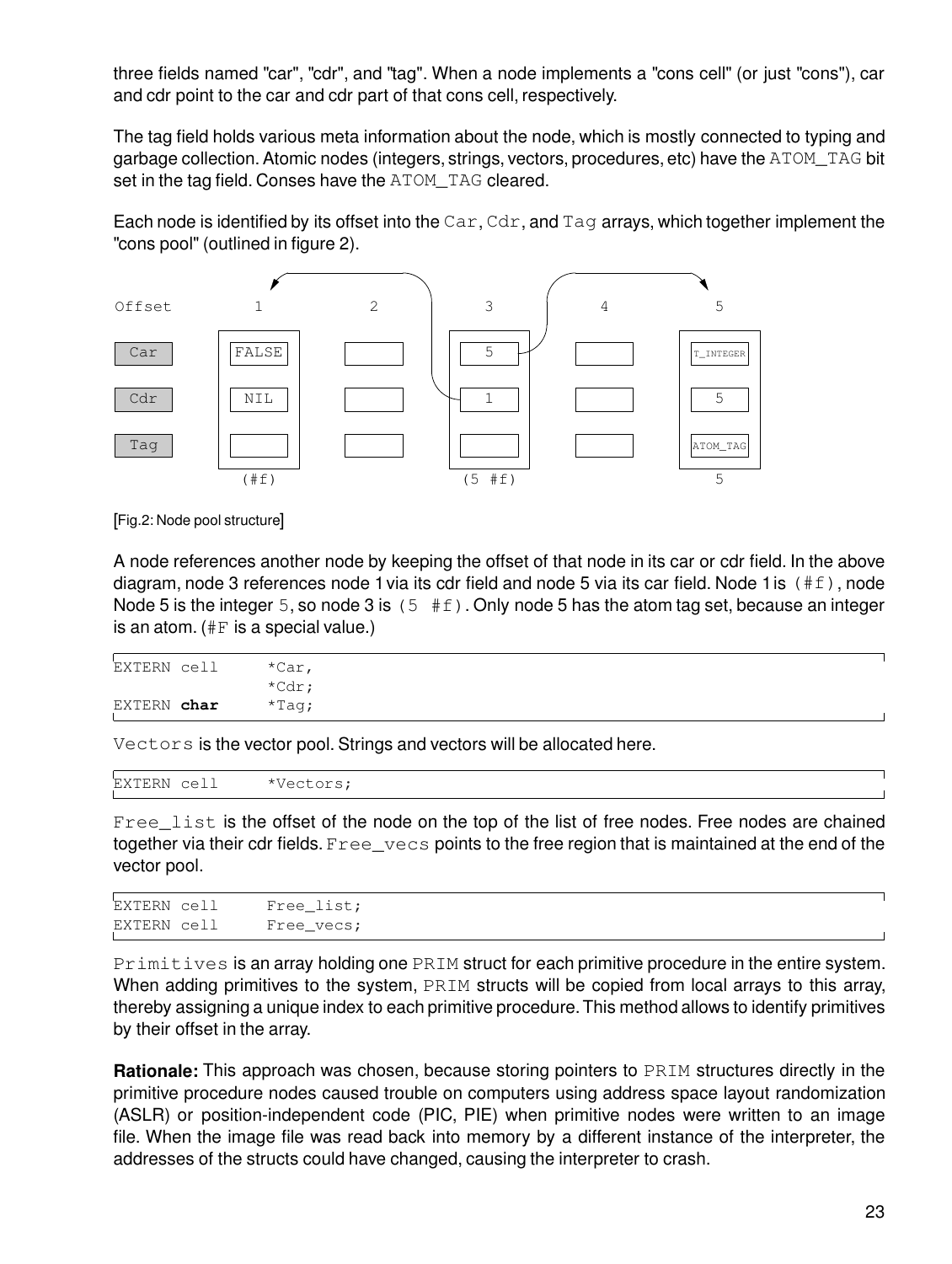three fields named "car", "cdr", and "tag". When a node implements a "cons cell" (or just "cons"), car and cdr point to the car and cdr part of that cons cell, respectively.

The tag field holds various meta information about the node, which is mostly connected to typing and garbage collection. Atomic nodes (integers, strings, vectors, procedures, etc) have the `ATOM_TAG` bit set in the tag field. Conses have the `ATOM_TAG` cleared.

Each node is identified by its offset into the `Car`, `Cdr`, and `Tag` arrays, which together implement the "cons pool" (outlined in figure 2).

| Offset | 1 | 2 | 3 | 4 | 5 |
|---|---|---|---|---|---|
| Car | FALSE | | 5 | | T_INTEGER |
| Cdr | NIL | | 1 | | 5 |
| Tag | | | | | ATOM_TAG |
| | (#f) | | (5 #f) | | 5 |

[Fig.2: Node pool structure]

A node references another node by keeping the offset of that node in its car or cdr field. In the above diagram, node 3 references node 1 via its cdr field and node 5 via its car field. Node 1 is `(#f)`, node Node 5 is the integer `5`, so node 3 is `(5 #f)`. Only node 5 has the atom tag set, because an integer is an atom. (`#F` is a special value.)

```
EXTERN cell     *Car,
                *Cdr;
EXTERN char     *Tag;
```

`Vectors` is the vector pool. Strings and vectors will be allocated here.

```
EXTERN cell     *Vectors;
```

`Free_list` is the offset of the node on the top of the list of free nodes. Free nodes are chained together via their cdr fields. `Free_vecs` points to the free region that is maintained at the end of the vector pool.

```
EXTERN cell     Free_list;
EXTERN cell     Free_vecs;
```

`Primitives` is an array holding one `PRIM` struct for each primitive procedure in the entire system. When adding primitives to the system, `PRIM` structs will be copied from local arrays to this array, thereby assigning a unique index to each primitive procedure. This method allows to identify primitives by their offset in the array.

**Rationale:** This approach was chosen, because storing pointers to `PRIM` structures directly in the primitive procedure nodes caused trouble on computers using address space layout randomization (ASLR) or position-independent code (PIC, PIE) when primitive nodes were written to an image file. When the image file was read back into memory by a different instance of the interpreter, the addresses of the structs could have changed, causing the interpreter to crash.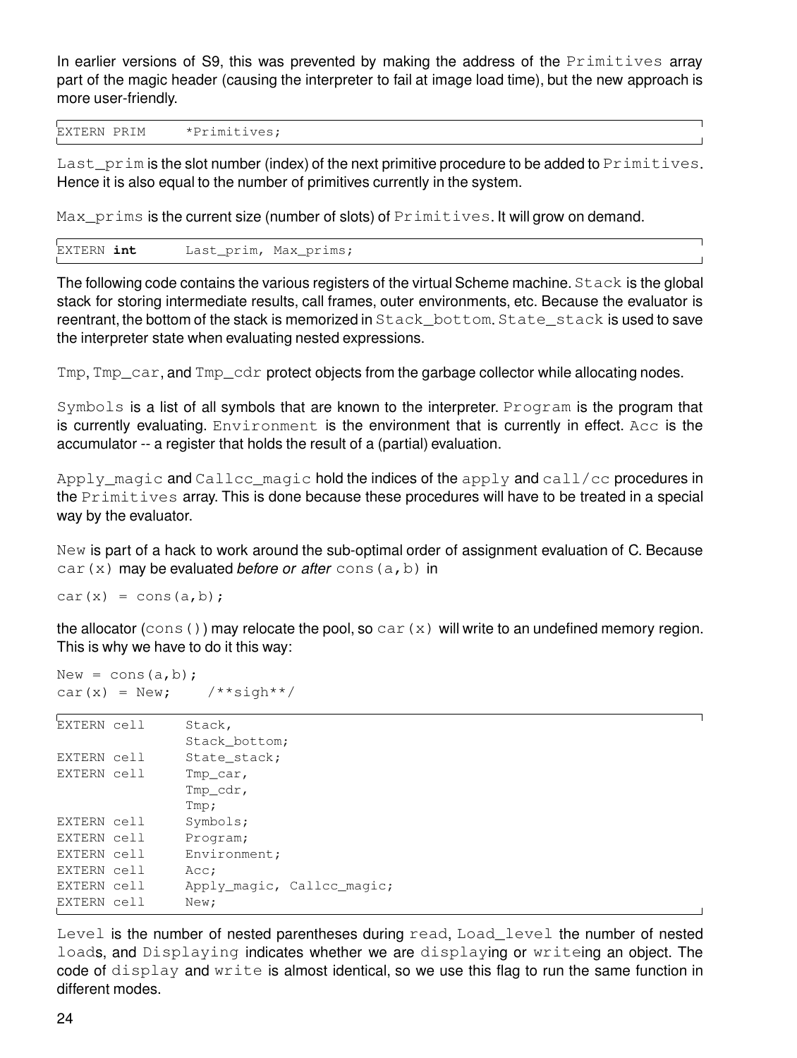In earlier versions of S9, this was prevented by making the address of the `Primitives` array part of the magic header (causing the interpreter to fail at image load time), but the new approach is more user-friendly.

```
EXTERN PRIM     *Primitives;
```

`Last_prim` is the slot number (index) of the next primitive procedure to be added to `Primitives`. Hence it is also equal to the number of primitives currently in the system.

`Max_prims` is the current size (number of slots) of `Primitives`. It will grow on demand.

```
EXTERN int      Last_prim, Max_prims;
```

The following code contains the various registers of the virtual Scheme machine. `Stack` is the global stack for storing intermediate results, call frames, outer environments, etc. Because the evaluator is reentrant, the bottom of the stack is memorized in `Stack_bottom`. `State_stack` is used to save the interpreter state when evaluating nested expressions.

`Tmp`, `Tmp_car`, and `Tmp_cdr` protect objects from the garbage collector while allocating nodes.

`Symbols` is a list of all symbols that are known to the interpreter. `Program` is the program that is currently evaluating. `Environment` is the environment that is currently in effect. `Acc` is the accumulator -- a register that holds the result of a (partial) evaluation.

`Apply_magic` and `Callcc_magic` hold the indices of the `apply` and `call/cc` procedures in the `Primitives` array. This is done because these procedures will have to be treated in a special way by the evaluator.

`New` is part of a hack to work around the sub-optimal order of assignment evaluation of C. Because `car(x)` may be evaluated *before or after* `cons(a,b)` in

```
car(x) = cons(a,b);
```

the allocator (`cons()`) may relocate the pool, so `car(x)` will write to an undefined memory region. This is why we have to do it this way:

```
New = cons(a,b);
car(x) = New;    /**sigh**/
```

```
EXTERN cell     Stack,
                Stack_bottom;
EXTERN cell     State_stack;
EXTERN cell     Tmp_car,
                Tmp_cdr,
                Tmp;
EXTERN cell     Symbols;
EXTERN cell     Program;
EXTERN cell     Environment;
EXTERN cell     Acc;
EXTERN cell     Apply_magic, Callcc_magic;
EXTERN cell     New;
```

`Level` is the number of nested parentheses during `read`, `Load_level` the number of nested `load`s, and `Displaying` indicates whether we are `display`ing or `write`ing an object. The code of `display` and `write` is almost identical, so we use this flag to run the same function in different modes.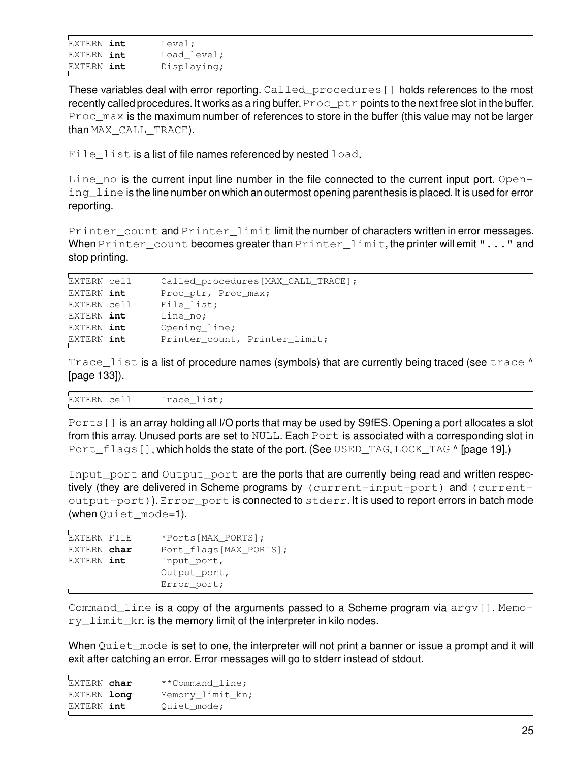```
EXTERN int       Level;
EXTERN int       Load_level;
EXTERN int       Displaying;
```

These variables deal with error reporting. `Called_procedures[]` holds references to the most recently called procedures. It works as a ring buffer. `Proc_ptr` points to the next free slot in the buffer. `Proc_max` is the maximum number of references to store in the buffer (this value may not be larger than `MAX_CALL_TRACE`).

`File_list` is a list of file names referenced by nested `load`.

`Line_no` is the current input line number in the file connected to the current input port. `Opening_line` is the line number on which an outermost opening parenthesis is placed. It is used for error reporting.

`Printer_count` and `Printer_limit` limit the number of characters written in error messages. When `Printer_count` becomes greater than `Printer_limit`, the printer will emit `"..."` and stop printing.

```
EXTERN cell      Called_procedures[MAX_CALL_TRACE];
EXTERN int       Proc_ptr, Proc_max;
EXTERN cell      File_list;
EXTERN int       Line_no;
EXTERN int       Opening_line;
EXTERN int       Printer_count, Printer_limit;
```

`Trace_list` is a list of procedure names (symbols) that are currently being traced (see `trace` ^ [page 133]).

```
EXTERN cell      Trace_list;
```

`Ports[]` is an array holding all I/O ports that may be used by S9fES. Opening a port allocates a slot from this array. Unused ports are set to `NULL`. Each `Port` is associated with a corresponding slot in `Port_flags[]`, which holds the state of the port. (See `USED_TAG`, `LOCK_TAG` ^ [page 19].)

`Input_port` and `Output_port` are the ports that are currently being read and written respectively (they are delivered in Scheme programs by `(current-input-port)` and `(current-output-port)`). `Error_port` is connected to `stderr`. It is used to report errors in batch mode (when `Quiet_mode`=1).

```
EXTERN FILE      *Ports[MAX_PORTS];
EXTERN char      Port_flags[MAX_PORTS];
EXTERN int       Input_port,
                 Output_port,
                 Error_port;
```

`Command_line` is a copy of the arguments passed to a Scheme program via `argv[]`. `Memory_limit_kn` is the memory limit of the interpreter in kilo nodes.

When `Quiet_mode` is set to one, the interpreter will not print a banner or issue a prompt and it will exit after catching an error. Error messages will go to stderr instead of stdout.

```
EXTERN char      **Command_line;
EXTERN long      Memory_limit_kn;
EXTERN int       Quiet_mode;
```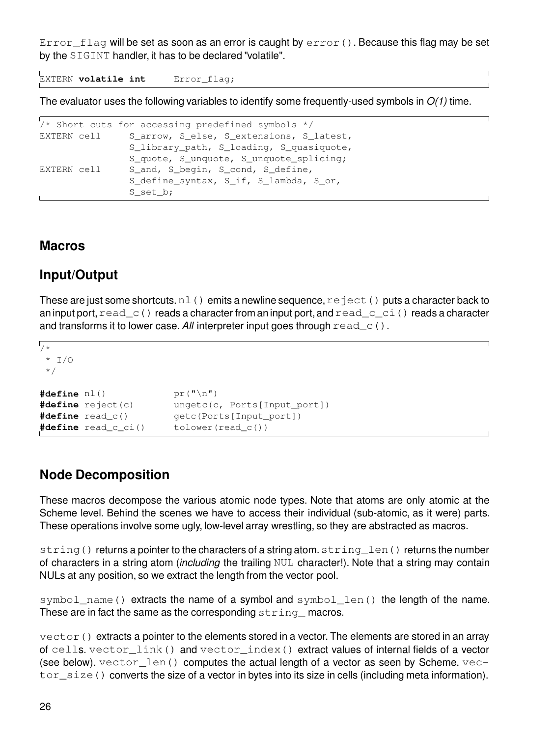`Error_flag` will be set as soon as an error is caught by `error()`. Because this flag may be set by the `SIGINT` handler, it has to be declared "volatile".

```
EXTERN volatile int     Error_flag;
```

The evaluator uses the following variables to identify some frequently-used symbols in *O(1)* time.

```
/* Short cuts for accessing predefined symbols */
EXTERN cell     S_arrow, S_else, S_extensions, S_latest,
                S_library_path, S_loading, S_quasiquote,
                S_quote, S_unquote, S_unquote_splicing;
EXTERN cell     S_and, S_begin, S_cond, S_define,
                S_define_syntax, S_if, S_lambda, S_or,
                S_set_b;
```

## Macros

## Input/Output

These are just some shortcuts. `nl()` emits a newline sequence, `reject()` puts a character back to an input port, `read_c()` reads a character from an input port, and `read_c_ci()` reads a character and transforms it to lower case. *All* interpreter input goes through `read_c()`.

```
/*
 * I/O
 */

#define nl()            pr("\n")
#define reject(c)       ungetc(c, Ports[Input_port])
#define read_c()        getc(Ports[Input_port])
#define read_c_ci()     tolower(read_c())
```

## Node Decomposition

These macros decompose the various atomic node types. Note that atoms are only atomic at the Scheme level. Behind the scenes we have to access their individual (sub-atomic, as it were) parts. These operations involve some ugly, low-level array wrestling, so they are abstracted as macros.

`string()` returns a pointer to the characters of a string atom. `string_len()` returns the number of characters in a string atom (*including* the trailing `NUL` character!). Note that a string may contain NULs at any position, so we extract the length from the vector pool.

`symbol_name()` extracts the name of a symbol and `symbol_len()` the length of the name. These are in fact the same as the corresponding `string_` macros.

`vector()` extracts a pointer to the elements stored in a vector. The elements are stored in an array of `cell`s. `vector_link()` and `vector_index()` extract values of internal fields of a vector (see below). `vector_len()` computes the actual length of a vector as seen by Scheme. `vector_size()` converts the size of a vector in bytes into its size in cells (including meta information).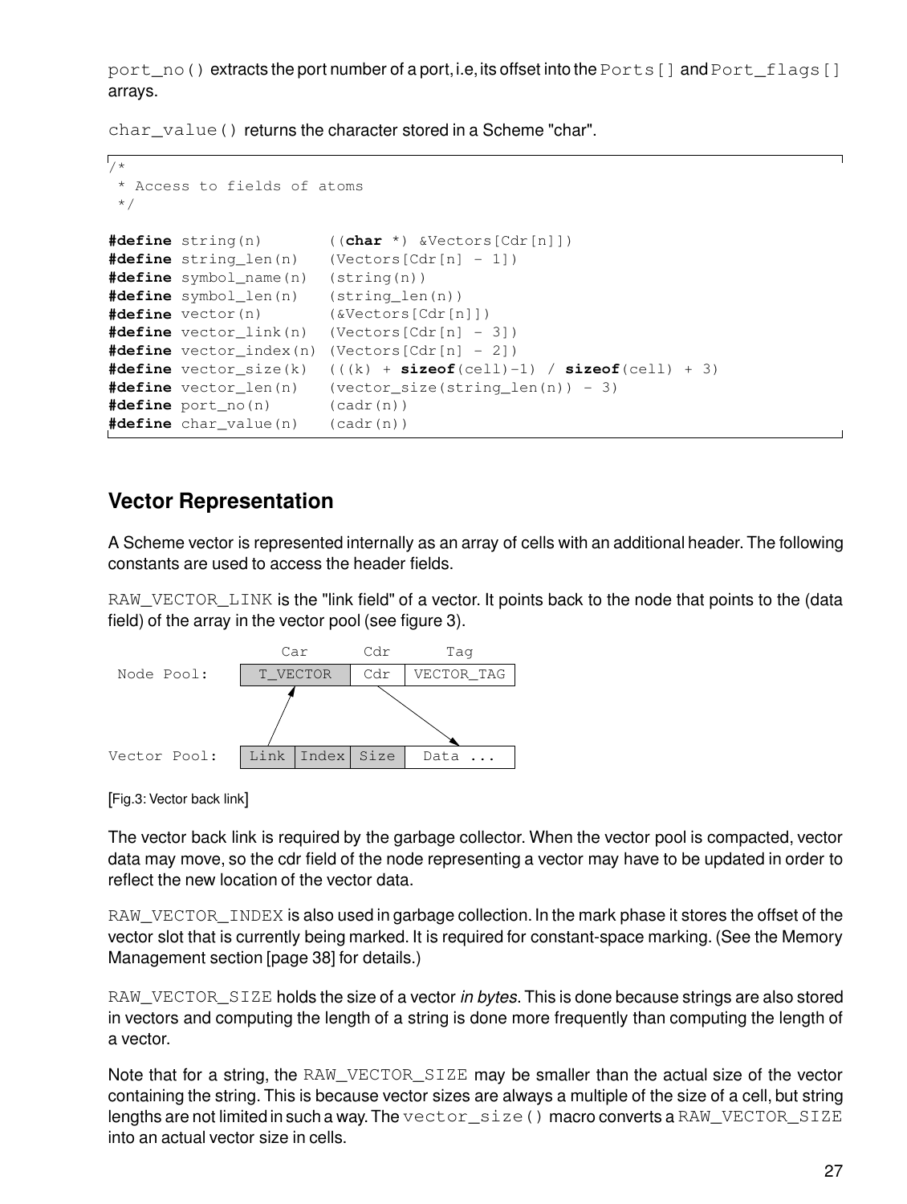`port_no()` extracts the port number of a port, i.e, its offset into the `Ports[]` and `Port_flags[]` arrays.

`char_value()` returns the character stored in a Scheme "char".

```
/*
 * Access to fields of atoms
 */

#define string(n)       ((char *) &Vectors[Cdr[n]])
#define string_len(n)   (Vectors[Cdr[n] - 1])
#define symbol_name(n)  (string(n))
#define symbol_len(n)   (string_len(n))
#define vector(n)       (&Vectors[Cdr[n]])
#define vector_link(n)  (Vectors[Cdr[n] - 3])
#define vector_index(n) (Vectors[Cdr[n] - 2])
#define vector_size(k)  (((k) + sizeof(cell)-1) / sizeof(cell) + 3)
#define vector_len(n)   (vector_size(string_len(n)) - 3)
#define port_no(n)      (cadr(n))
#define char_value(n)   (cadr(n))
```

## Vector Representation

A Scheme vector is represented internally as an array of cells with an additional header. The following constants are used to access the header fields.

`RAW_VECTOR_LINK` is the "link field" of a vector. It points back to the node that points to the (data field) of the array in the vector pool (see figure 3).

```
              Car        Cdr        Tag
Node Pool:  | T_VECTOR | Cdr | VECTOR_TAG |

Vector Pool: | Link | Index | Size | Data ... |
```

[Fig.3: Vector back link]

The vector back link is required by the garbage collector. When the vector pool is compacted, vector data may move, so the cdr field of the node representing a vector may have to be updated in order to reflect the new location of the vector data.

`RAW_VECTOR_INDEX` is also used in garbage collection. In the mark phase it stores the offset of the vector slot that is currently being marked. It is required for constant-space marking. (See the Memory Management section [page 38] for details.)

`RAW_VECTOR_SIZE` holds the size of a vector *in bytes*. This is done because strings are also stored in vectors and computing the length of a string is done more frequently than computing the length of a vector.

Note that for a string, the `RAW_VECTOR_SIZE` may be smaller than the actual size of the vector containing the string. This is because vector sizes are always a multiple of the size of a cell, but string lengths are not limited in such a way. The `vector_size()` macro converts a `RAW_VECTOR_SIZE` into an actual vector size in cells.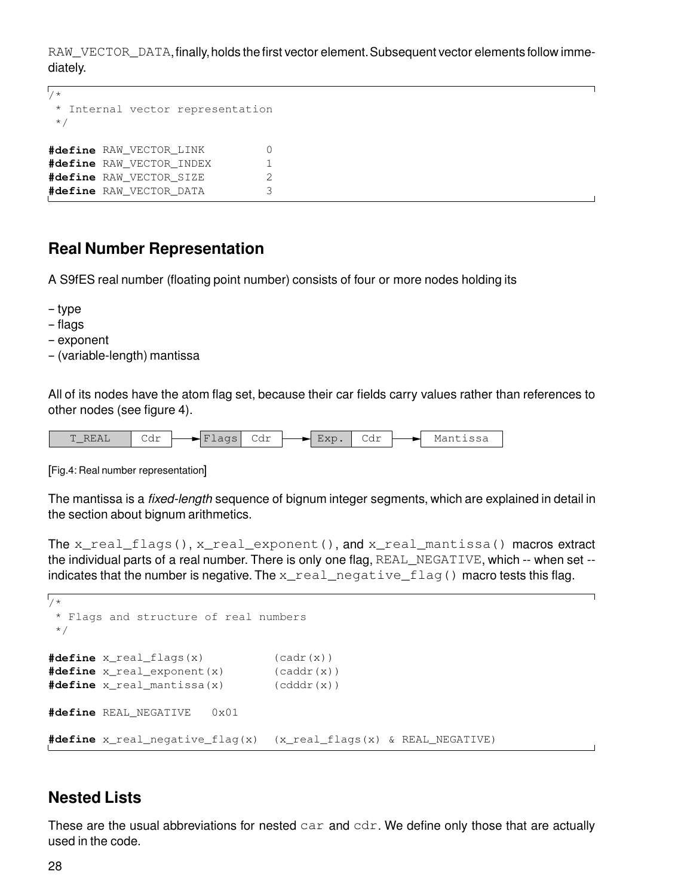RAW_VECTOR_DATA, finally, holds the first vector element. Subsequent vector elements follow immediately.

```
/*
 * Internal vector representation
 */

#define RAW_VECTOR_LINK         0
#define RAW_VECTOR_INDEX        1
#define RAW_VECTOR_SIZE         2
#define RAW_VECTOR_DATA         3
```

## Real Number Representation

A S9fES real number (floating point number) consists of four or more nodes holding its

– type
– flags
– exponent
– (variable-length) mantissa

All of its nodes have the atom flag set, because their car fields carry values rather than references to other nodes (see figure 4).

```
| T_REAL | Cdr |--->| Flags | Cdr |--->| Exp. | Cdr |--->| Mantissa |
```

[Fig.4: Real number representation]

The mantissa is a *fixed-length* sequence of bignum integer segments, which are explained in detail in the section about bignum arithmetics.

The `x_real_flags()`, `x_real_exponent()`, and `x_real_mantissa()` macros extract the individual parts of a real number. There is only one flag, `REAL_NEGATIVE`, which -- when set -- indicates that the number is negative. The `x_real_negative_flag()` macro tests this flag.

```
/*
 * Flags and structure of real numbers
 */

#define x_real_flags(x)          (cadr(x))
#define x_real_exponent(x)       (caddr(x))
#define x_real_mantissa(x)       (cdddr(x))

#define REAL_NEGATIVE   0x01

#define x_real_negative_flag(x)  (x_real_flags(x) & REAL_NEGATIVE)
```

## Nested Lists

These are the usual abbreviations for nested `car` and `cdr`. We define only those that are actually used in the code.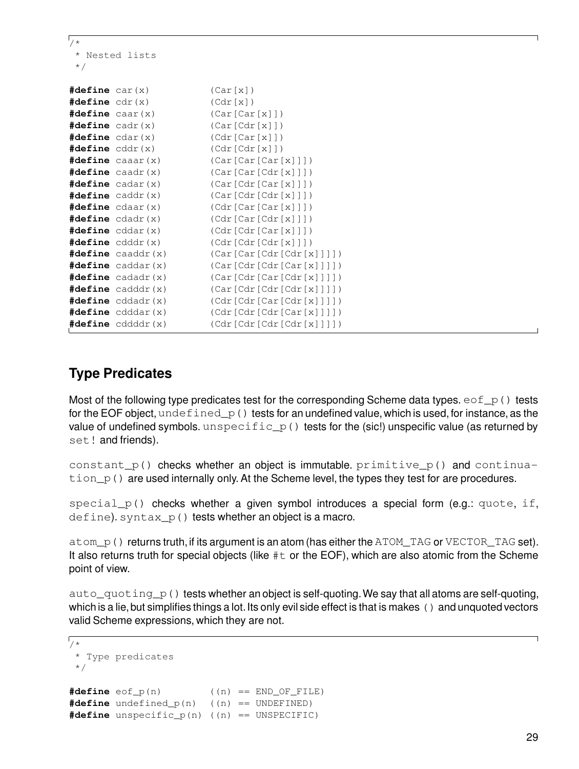```c
/*
 * Nested lists
 */

#define car(x)          (Car[x])
#define cdr(x)          (Cdr[x])
#define caar(x)         (Car[Car[x]])
#define cadr(x)         (Car[Cdr[x]])
#define cdar(x)         (Cdr[Car[x]])
#define cddr(x)         (Cdr[Cdr[x]])
#define caaar(x)        (Car[Car[Car[x]]])
#define caadr(x)        (Car[Car[Cdr[x]]])
#define cadar(x)        (Car[Cdr[Car[x]]])
#define caddr(x)        (Car[Cdr[Cdr[x]]])
#define cdaar(x)        (Cdr[Car[Car[x]]])
#define cdadr(x)        (Cdr[Car[Cdr[x]]])
#define cddar(x)        (Cdr[Cdr[Car[x]]])
#define cdddr(x)        (Cdr[Cdr[Cdr[x]]])
#define caaddr(x)       (Car[Car[Cdr[Cdr[x]]]])
#define caddar(x)       (Car[Cdr[Cdr[Car[x]]]])
#define cadadr(x)       (Car[Cdr[Car[Cdr[x]]]])
#define cadddr(x)       (Car[Cdr[Cdr[Cdr[x]]]])
#define cddadr(x)       (Cdr[Cdr[Car[Cdr[x]]]])
#define cdddar(x)       (Cdr[Cdr[Cdr[Car[x]]]])
#define cddddr(x)       (Cdr[Cdr[Cdr[Cdr[x]]]])
```

## Type Predicates

Most of the following type predicates test for the corresponding Scheme data types. `eof_p()` tests for the EOF object, `undefined_p()` tests for an undefined value, which is used, for instance, as the value of undefined symbols. `unspecific_p()` tests for the (sic!) unspecific value (as returned by `set!` and friends).

`constant_p()` checks whether an object is immutable. `primitive_p()` and `continuation_p()` are used internally only. At the Scheme level, the types they test for are procedures.

`special_p()` checks whether a given symbol introduces a special form (e.g.: `quote`, `if`, `define`). `syntax_p()` tests whether an object is a macro.

`atom_p()` returns truth, if its argument is an atom (has either the `ATOM_TAG` or `VECTOR_TAG` set). It also returns truth for special objects (like `#t` or the EOF), which are also atomic from the Scheme point of view.

`auto_quoting_p()` tests whether an object is self-quoting. We say that all atoms are self-quoting, which is a lie, but simplifies things a lot. Its only evil side effect is that is makes `()` and unquoted vectors valid Scheme expressions, which they are not.

```c
/*
 * Type predicates
 */

#define eof_p(n)        ((n) == END_OF_FILE)
#define undefined_p(n)  ((n) == UNDEFINED)
#define unspecific_p(n) ((n) == UNSPECIFIC)
```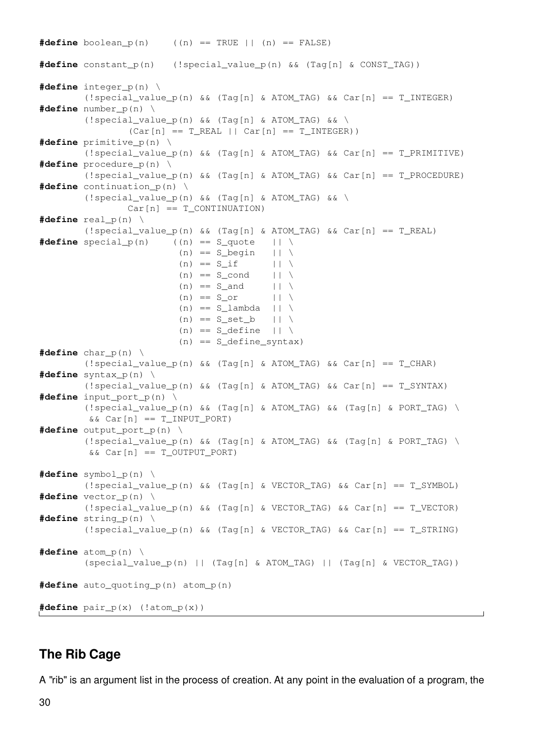```c
#define boolean_p(n)    ((n) == TRUE || (n) == FALSE)

#define constant_p(n)   (!special_value_p(n) && (Tag[n] & CONST_TAG))

#define integer_p(n) \
        (!special_value_p(n) && (Tag[n] & ATOM_TAG) && Car[n] == T_INTEGER)
#define number_p(n) \
        (!special_value_p(n) && (Tag[n] & ATOM_TAG) && \
                (Car[n] == T_REAL || Car[n] == T_INTEGER))
#define primitive_p(n) \
        (!special_value_p(n) && (Tag[n] & ATOM_TAG) && Car[n] == T_PRIMITIVE)
#define procedure_p(n) \
        (!special_value_p(n) && (Tag[n] & ATOM_TAG) && Car[n] == T_PROCEDURE)
#define continuation_p(n) \
        (!special_value_p(n) && (Tag[n] & ATOM_TAG) && \
                Car[n] == T_CONTINUATION)
#define real_p(n) \
        (!special_value_p(n) && (Tag[n] & ATOM_TAG) && Car[n] == T_REAL)
#define special_p(n)    ((n) == S_quote   || \
                         (n) == S_begin   || \
                         (n) == S_if      || \
                         (n) == S_cond    || \
                         (n) == S_and     || \
                         (n) == S_or      || \
                         (n) == S_lambda  || \
                         (n) == S_set_b   || \
                         (n) == S_define  || \
                         (n) == S_define_syntax)
#define char_p(n) \
        (!special_value_p(n) && (Tag[n] & ATOM_TAG) && Car[n] == T_CHAR)
#define syntax_p(n) \
        (!special_value_p(n) && (Tag[n] & ATOM_TAG) && Car[n] == T_SYNTAX)
#define input_port_p(n) \
        (!special_value_p(n) && (Tag[n] & ATOM_TAG) && (Tag[n] & PORT_TAG) \
         && Car[n] == T_INPUT_PORT)
#define output_port_p(n) \
        (!special_value_p(n) && (Tag[n] & ATOM_TAG) && (Tag[n] & PORT_TAG) \
         && Car[n] == T_OUTPUT_PORT)

#define symbol_p(n) \
        (!special_value_p(n) && (Tag[n] & VECTOR_TAG) && Car[n] == T_SYMBOL)
#define vector_p(n) \
        (!special_value_p(n) && (Tag[n] & VECTOR_TAG) && Car[n] == T_VECTOR)
#define string_p(n) \
        (!special_value_p(n) && (Tag[n] & VECTOR_TAG) && Car[n] == T_STRING)

#define atom_p(n) \
        (special_value_p(n) || (Tag[n] & ATOM_TAG) || (Tag[n] & VECTOR_TAG))

#define auto_quoting_p(n) atom_p(n)

#define pair_p(x) (!atom_p(x))
```

## The Rib Cage

A "rib" is an argument list in the process of creation. At any point in the evaluation of a program, the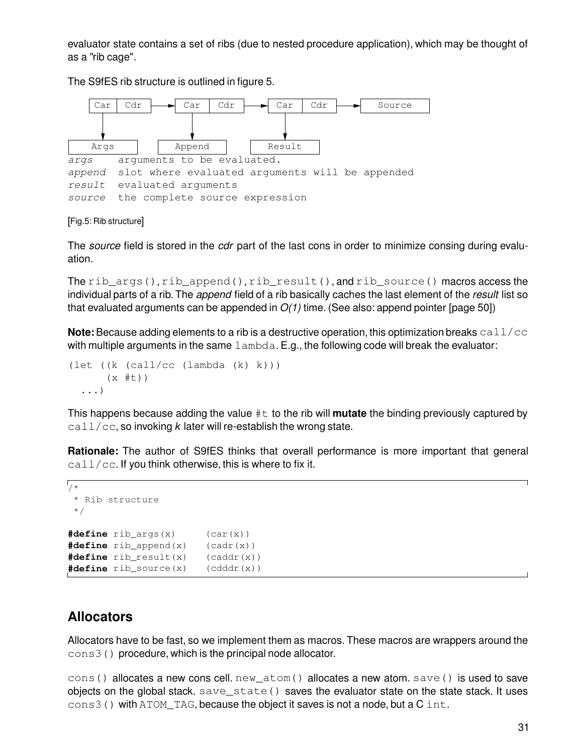evaluator state contains a set of ribs (due to nested procedure application), which may be thought of as a "rib cage".

The S9fES rib structure is outlined in figure 5.

```
 +-----+-----+      +-----+-----+      +-----+-----+      +-------------+
 | Car | Cdr | ---> | Car | Cdr | ---> | Car | Cdr | ---> |   Source    |
 +-----+-----+      +-----+-----+      +-----+-----+      +-------------+
    |                  |                  |
    v                  v                  v
+---------+        +---------+        +---------+
|  Args   |        | Append  |        | Result  |
+---------+        +---------+        +---------+
args    arguments to be evaluated.
append  slot where evaluated arguments will be appended
result  evaluated arguments
source  the complete source expression
```

[Fig.5: Rib structure]

The *source* field is stored in the *cdr* part of the last cons in order to minimize consing during evaluation.

The `rib_args()`, `rib_append()`, `rib_result()`, and `rib_source()` macros access the individual parts of a rib. The *append* field of a rib basically caches the last element of the *result* list so that evaluated arguments can be appended in *O(1)* time. (See also: append pointer [page 50])

**Note:** Because adding elements to a rib is a destructive operation, this optimization breaks `call/cc` with multiple arguments in the same `lambda`. E.g., the following code will break the evaluator:

```
(let ((k (call/cc (lambda (k) k)))
      (x #t))
  ...)
```

This happens because adding the value `#t` to the rib will **mutate** the binding previously captured by `call/cc`, so invoking *k* later will re-establish the wrong state.

**Rationale:** The author of S9fES thinks that overall performance is more important that general `call/cc`. If you think otherwise, this is where to fix it.

```
/*
 * Rib structure
 */

#define rib_args(x)      (car(x))
#define rib_append(x)    (cadr(x))
#define rib_result(x)    (caddr(x))
#define rib_source(x)    (cdddr(x))
```

## Allocators

Allocators have to be fast, so we implement them as macros. These macros are wrappers around the `cons3()` procedure, which is the principal node allocator.

`cons()` allocates a new cons cell. `new_atom()` allocates a new atom. `save()` is used to save objects on the global stack. `save_state()` saves the evaluator state on the state stack. It uses `cons3()` with `ATOM_TAG`, because the object it saves is not a node, but a C `int`.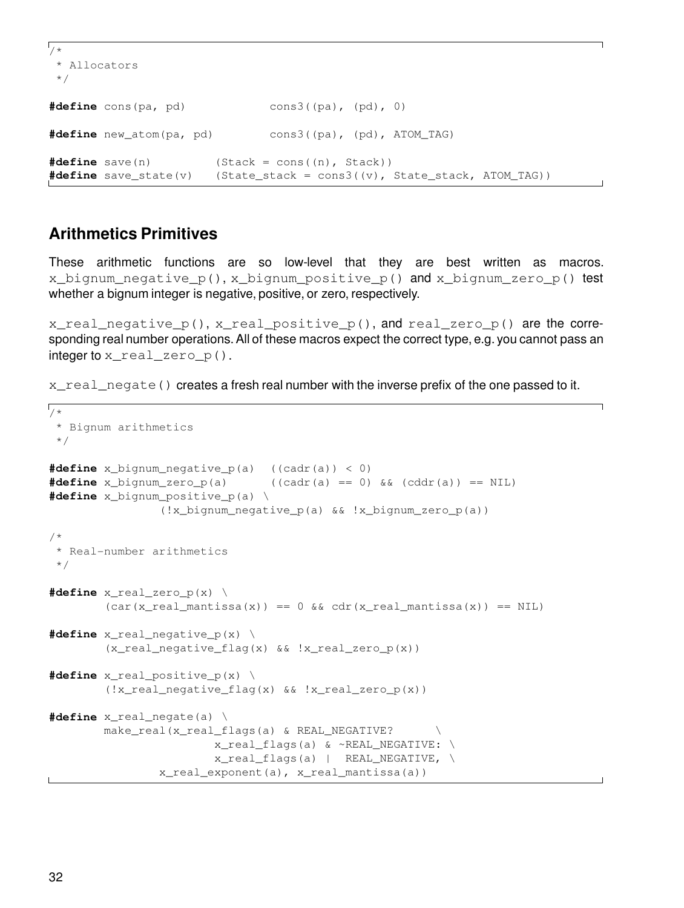```
/*
 * Allocators
 */

#define cons(pa, pd)            cons3((pa), (pd), 0)

#define new_atom(pa, pd)        cons3((pa), (pd), ATOM_TAG)

#define save(n)         (Stack = cons((n), Stack))
#define save_state(v)   (State_stack = cons3((v), State_stack, ATOM_TAG))
```

## Arithmetics Primitives

These arithmetic functions are so low-level that they are best written as macros. `x_bignum_negative_p()`, `x_bignum_positive_p()` and `x_bignum_zero_p()` test whether a bignum integer is negative, positive, or zero, respectively.

`x_real_negative_p()`, `x_real_positive_p()`, and `real_zero_p()` are the corresponding real number operations. All of these macros expect the correct type, e.g. you cannot pass an integer to `x_real_zero_p()`.

`x_real_negate()` creates a fresh real number with the inverse prefix of the one passed to it.

```
/*
 * Bignum arithmetics
 */

#define x_bignum_negative_p(a)  ((cadr(a)) < 0)
#define x_bignum_zero_p(a)      ((cadr(a) == 0) && (cddr(a)) == NIL)
#define x_bignum_positive_p(a) \
                (!x_bignum_negative_p(a) && !x_bignum_zero_p(a))

/*
 * Real-number arithmetics
 */

#define x_real_zero_p(x) \
        (car(x_real_mantissa(x)) == 0 && cdr(x_real_mantissa(x)) == NIL)

#define x_real_negative_p(x) \
        (x_real_negative_flag(x) && !x_real_zero_p(x))

#define x_real_positive_p(x) \
        (!x_real_negative_flag(x) && !x_real_zero_p(x))

#define x_real_negate(a) \
        make_real(x_real_flags(a) & REAL_NEGATIVE?      \
                        x_real_flags(a) & ~REAL_NEGATIVE: \
                        x_real_flags(a) |  REAL_NEGATIVE, \
                x_real_exponent(a), x_real_mantissa(a))
```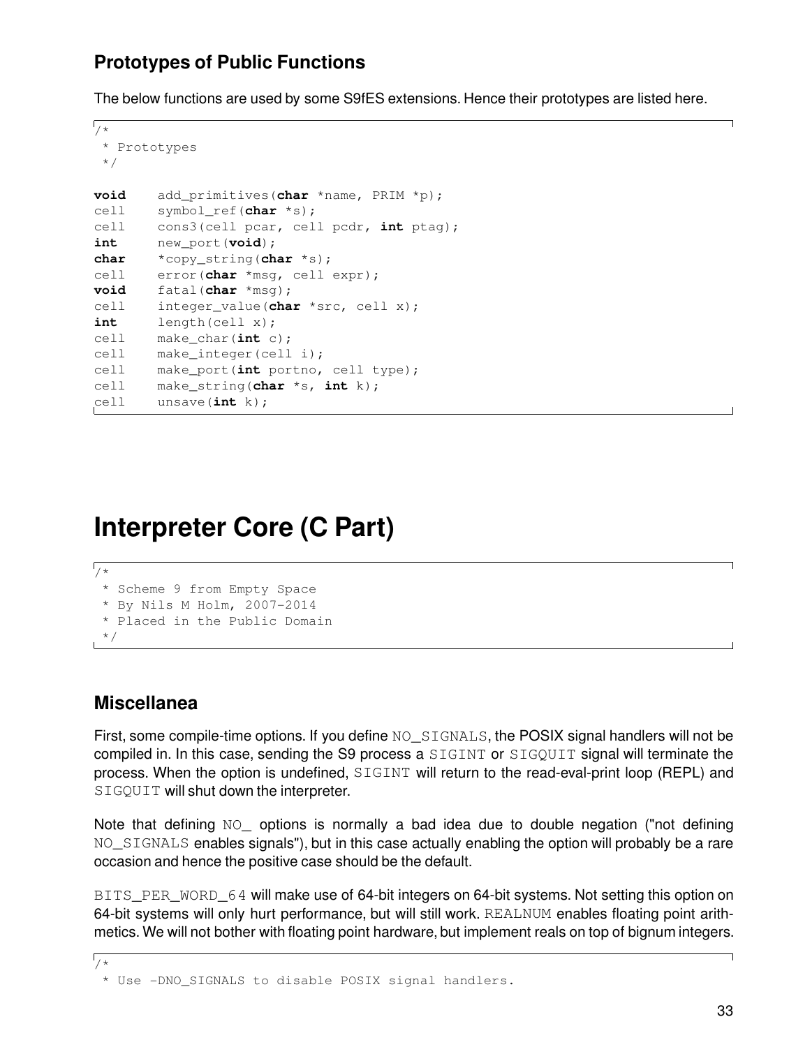### Prototypes of Public Functions

The below functions are used by some S9fES extensions. Hence their prototypes are listed here.

```
/*
 * Prototypes
 */

void    add_primitives(char *name, PRIM *p);
cell    symbol_ref(char *s);
cell    cons3(cell pcar, cell pcdr, int ptag);
int     new_port(void);
char    *copy_string(char *s);
cell    error(char *msg, cell expr);
void    fatal(char *msg);
cell    integer_value(char *src, cell x);
int     length(cell x);
cell    make_char(int c);
cell    make_integer(cell i);
cell    make_port(int portno, cell type);
cell    make_string(char *s, int k);
cell    unsave(int k);
```

# Interpreter Core (C Part)

```
/*
 * Scheme 9 from Empty Space
 * By Nils M Holm, 2007-2014
 * Placed in the Public Domain
 */
```

### Miscellanea

First, some compile-time options. If you define `NO_SIGNALS`, the POSIX signal handlers will not be compiled in. In this case, sending the S9 process a `SIGINT` or `SIGQUIT` signal will terminate the process. When the option is undefined, `SIGINT` will return to the read-eval-print loop (REPL) and `SIGQUIT` will shut down the interpreter.

Note that defining `NO_` options is normally a bad idea due to double negation ("not defining `NO_SIGNALS` enables signals"), but in this case actually enabling the option will probably be a rare occasion and hence the positive case should be the default.

`BITS_PER_WORD_64` will make use of 64-bit integers on 64-bit systems. Not setting this option on 64-bit systems will only hurt performance, but will still work. `REALNUM` enables floating point arithmetics. We will not bother with floating point hardware, but implement reals on top of bignum integers.

```
/*
 * Use -DNO_SIGNALS to disable POSIX signal handlers.
```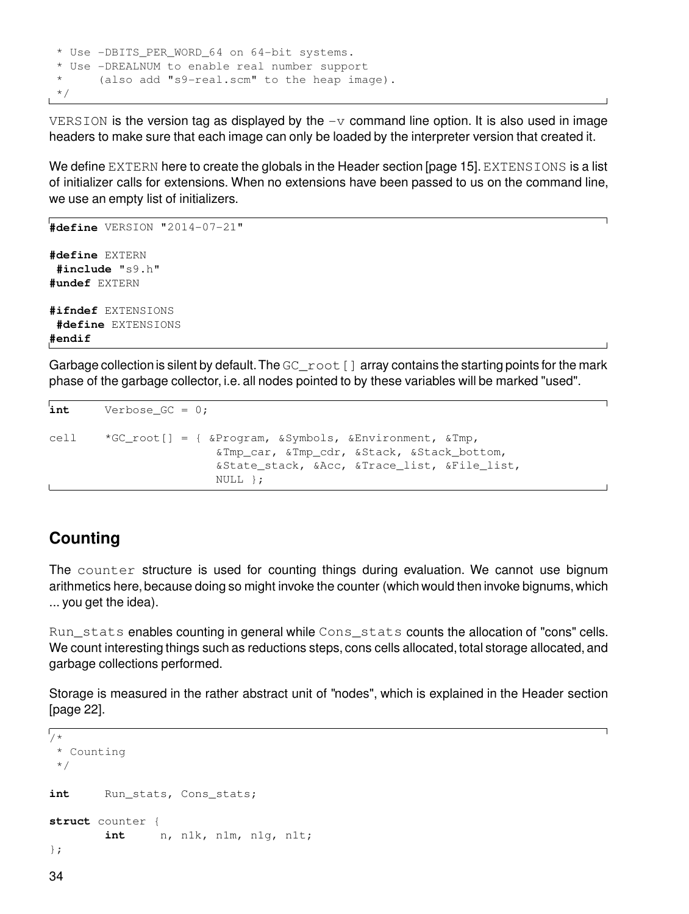```
 * Use -DBITS_PER_WORD_64 on 64-bit systems.
 * Use -DREALNUM to enable real number support
 *     (also add "s9-real.scm" to the heap image).
 */
```

VERSION is the version tag as displayed by the -v command line option. It is also used in image headers to make sure that each image can only be loaded by the interpreter version that created it.

We define EXTERN here to create the globals in the Header section [page 15]. EXTENSIONS is a list of initializer calls for extensions. When no extensions have been passed to us on the command line, we use an empty list of initializers.

```
#define VERSION "2014-07-21"

#define EXTERN
 #include "s9.h"
#undef EXTERN

#ifndef EXTENSIONS
 #define EXTENSIONS
#endif
```

Garbage collection is silent by default. The GC_root[] array contains the starting points for the mark phase of the garbage collector, i.e. all nodes pointed to by these variables will be marked "used".

```
int     Verbose_GC = 0;

cell    *GC_root[] = { &Program, &Symbols, &Environment, &Tmp,
                       &Tmp_car, &Tmp_cdr, &Stack, &Stack_bottom,
                       &State_stack, &Acc, &Trace_list, &File_list,
                       NULL };
```

## Counting

The counter structure is used for counting things during evaluation. We cannot use bignum arithmetics here, because doing so might invoke the counter (which would then invoke bignums, which ... you get the idea).

Run_stats enables counting in general while Cons_stats counts the allocation of "cons" cells. We count interesting things such as reductions steps, cons cells allocated, total storage allocated, and garbage collections performed.

Storage is measured in the rather abstract unit of "nodes", which is explained in the Header section [page 22].

```
/*
 * Counting
 */

int     Run_stats, Cons_stats;

struct counter {
        int     n, n1k, n1m, n1g, n1t;
};
```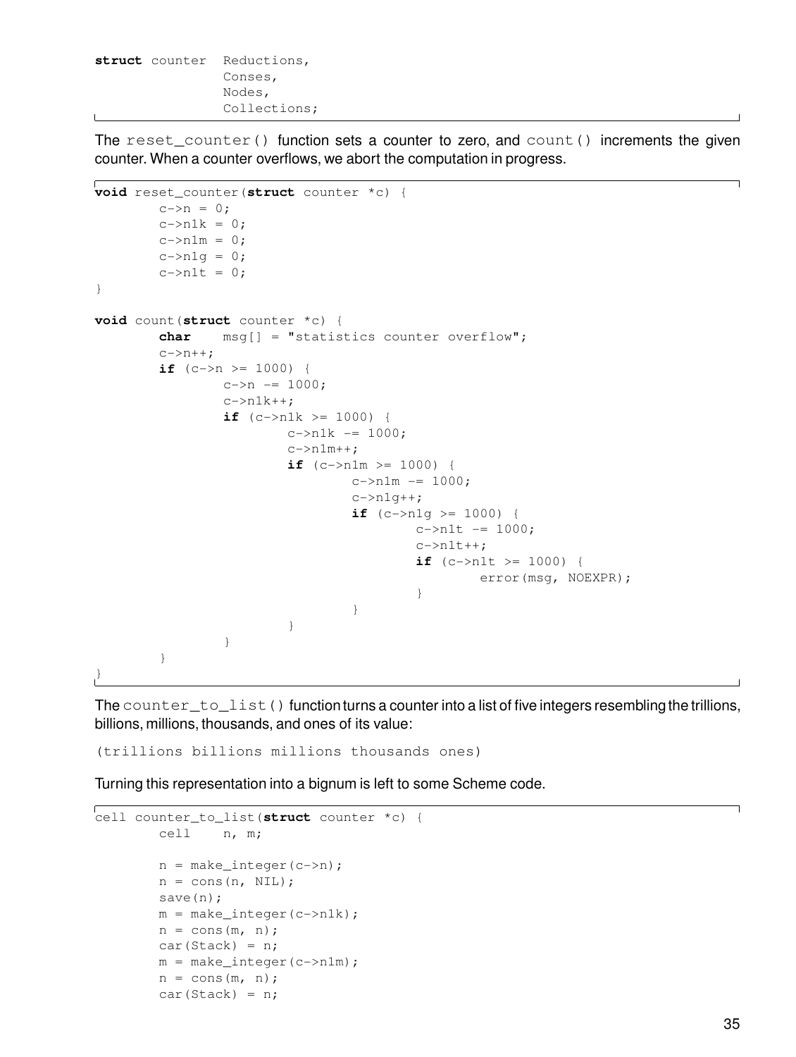```
struct counter  Reductions,
                Conses,
                Nodes,
                Collections;
```

The `reset_counter()` function sets a counter to zero, and `count()` increments the given counter. When a counter overflows, we abort the computation in progress.

```
void reset_counter(struct counter *c) {
        c->n = 0;
        c->n1k = 0;
        c->n1m = 0;
        c->n1g = 0;
        c->n1t = 0;
}

void count(struct counter *c) {
        char    msg[] = "statistics counter overflow";
        c->n++;
        if (c->n >= 1000) {
                c->n -= 1000;
                c->n1k++;
                if (c->n1k >= 1000) {
                        c->n1k -= 1000;
                        c->n1m++;
                        if (c->n1m >= 1000) {
                                c->n1m -= 1000;
                                c->n1g++;
                                if (c->n1g >= 1000) {
                                        c->n1t -= 1000;
                                        c->n1t++;
                                        if (c->n1t >= 1000) {
                                                error(msg, NOEXPR);
                                        }
                                }
                        }
                }
        }
}
```

The `counter_to_list()` function turns a counter into a list of five integers resembling the trillions, billions, millions, thousands, and ones of its value:

```
(trillions billions millions thousands ones)
```

Turning this representation into a bignum is left to some Scheme code.

```
cell counter_to_list(struct counter *c) {
        cell    n, m;

        n = make_integer(c->n);
        n = cons(n, NIL);
        save(n);
        m = make_integer(c->n1k);
        n = cons(m, n);
        car(Stack) = n;
        m = make_integer(c->n1m);
        n = cons(m, n);
        car(Stack) = n;
```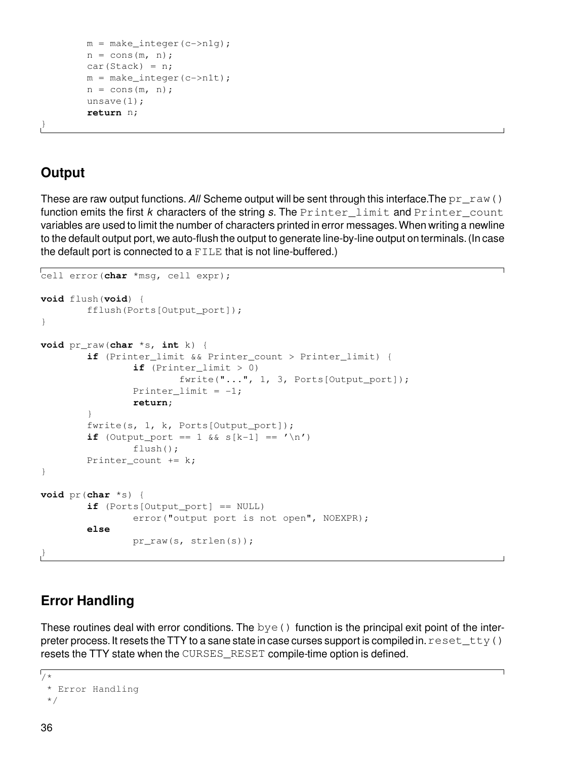```
        m = make_integer(c->n1g);
        n = cons(m, n);
        car(Stack) = n;
        m = make_integer(c->n1t);
        n = cons(m, n);
        unsave(1);
        return n;
}
```

## Output

These are raw output functions. *All* Scheme output will be sent through this interface.The `pr_raw()` function emits the first *k* characters of the string *s*. The `Printer_limit` and `Printer_count` variables are used to limit the number of characters printed in error messages. When writing a newline to the default output port, we auto-flush the output to generate line-by-line output on terminals. (In case the default port is connected to a `FILE` that is not line-buffered.)

```
cell error(char *msg, cell expr);

void flush(void) {
        fflush(Ports[Output_port]);
}

void pr_raw(char *s, int k) {
        if (Printer_limit && Printer_count > Printer_limit) {
                if (Printer_limit > 0)
                        fwrite("...", 1, 3, Ports[Output_port]);
                Printer_limit = -1;
                return;
        }
        fwrite(s, 1, k, Ports[Output_port]);
        if (Output_port == 1 && s[k-1] == '\n')
                flush();
        Printer_count += k;
}

void pr(char *s) {
        if (Ports[Output_port] == NULL)
                error("output port is not open", NOEXPR);
        else
                pr_raw(s, strlen(s));
}
```

## Error Handling

These routines deal with error conditions. The `bye()` function is the principal exit point of the interpreter process. It resets the TTY to a sane state in case curses support is compiled in. `reset_tty()` resets the TTY state when the `CURSES_RESET` compile-time option is defined.

```
/*
 * Error Handling
 */
```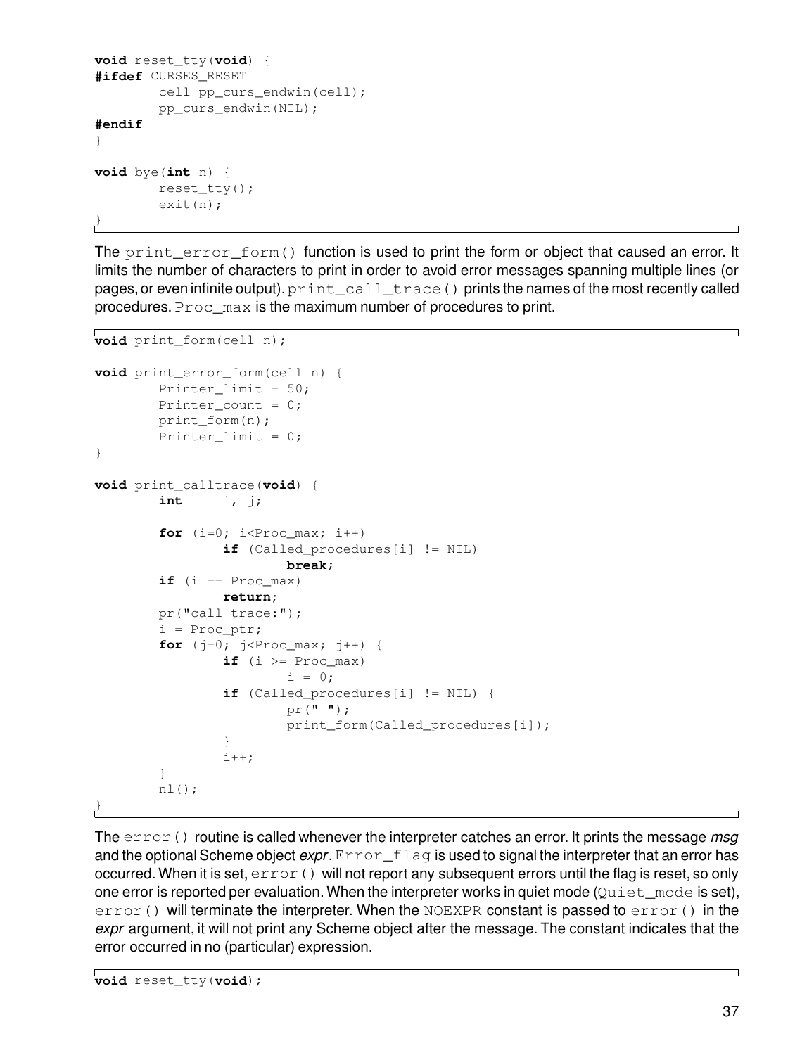```
void reset_tty(void) {
#ifdef CURSES_RESET
        cell pp_curs_endwin(cell);
        pp_curs_endwin(NIL);
#endif
}

void bye(int n) {
        reset_tty();
        exit(n);
}
```

The `print_error_form()` function is used to print the form or object that caused an error. It limits the number of characters to print in order to avoid error messages spanning multiple lines (or pages, or even infinite output). `print_call_trace()` prints the names of the most recently called procedures. `Proc_max` is the maximum number of procedures to print.

```
void print_form(cell n);

void print_error_form(cell n) {
        Printer_limit = 50;
        Printer_count = 0;
        print_form(n);
        Printer_limit = 0;
}

void print_calltrace(void) {
        int     i, j;

        for (i=0; i<Proc_max; i++)
                if (Called_procedures[i] != NIL)
                        break;
        if (i == Proc_max)
                return;
        pr("call trace:");
        i = Proc_ptr;
        for (j=0; j<Proc_max; j++) {
                if (i >= Proc_max)
                        i = 0;
                if (Called_procedures[i] != NIL) {
                        pr(" ");
                        print_form(Called_procedures[i]);
                }
                i++;
        }
        nl();
}
```

The `error()` routine is called whenever the interpreter catches an error. It prints the message *msg* and the optional Scheme object *expr*. `Error_flag` is used to signal the interpreter that an error has occurred. When it is set, `error()` will not report any subsequent errors until the flag is reset, so only one error is reported per evaluation. When the interpreter works in quiet mode (`Quiet_mode` is set), `error()` will terminate the interpreter. When the `NOEXPR` constant is passed to `error()` in the *expr* argument, it will not print any Scheme object after the message. The constant indicates that the error occurred in no (particular) expression.

```
void reset_tty(void);
```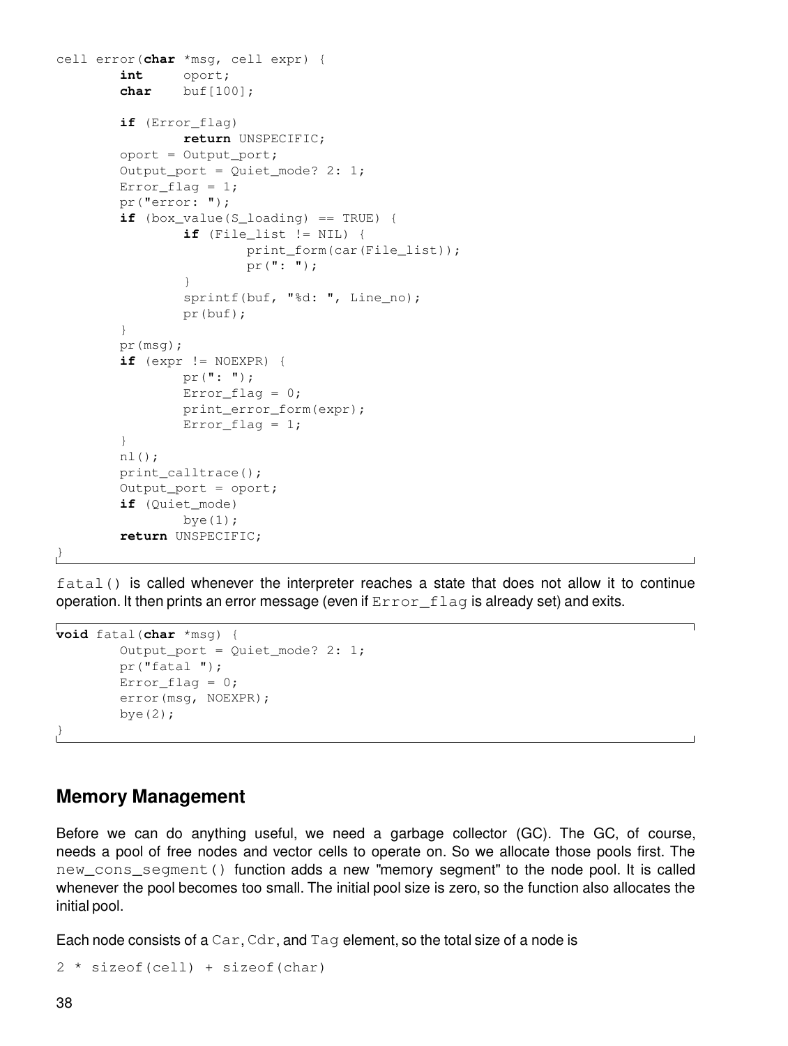```
cell error(char *msg, cell expr) {
        int     oport;
        char    buf[100];

        if (Error_flag)
                return UNSPECIFIC;
        oport = Output_port;
        Output_port = Quiet_mode? 2: 1;
        Error_flag = 1;
        pr("error: ");
        if (box_value(S_loading) == TRUE) {
                if (File_list != NIL) {
                        print_form(car(File_list));
                        pr(": ");
                }
                sprintf(buf, "%d: ", Line_no);
                pr(buf);
        }
        pr(msg);
        if (expr != NOEXPR) {
                pr(": ");
                Error_flag = 0;
                print_error_form(expr);
                Error_flag = 1;
        }
        nl();
        print_calltrace();
        Output_port = oport;
        if (Quiet_mode)
                bye(1);
        return UNSPECIFIC;
}
```

`fatal()` is called whenever the interpreter reaches a state that does not allow it to continue operation. It then prints an error message (even if `Error_flag` is already set) and exits.

```
void fatal(char *msg) {
        Output_port = Quiet_mode? 2: 1;
        pr("fatal ");
        Error_flag = 0;
        error(msg, NOEXPR);
        bye(2);
}
```

## Memory Management

Before we can do anything useful, we need a garbage collector (GC). The GC, of course, needs a pool of free nodes and vector cells to operate on. So we allocate those pools first. The `new_cons_segment()` function adds a new "memory segment" to the node pool. It is called whenever the pool becomes too small. The initial pool size is zero, so the function also allocates the initial pool.

Each node consists of a `Car`, `Cdr`, and `Tag` element, so the total size of a node is

```
2 * sizeof(cell) + sizeof(char)
```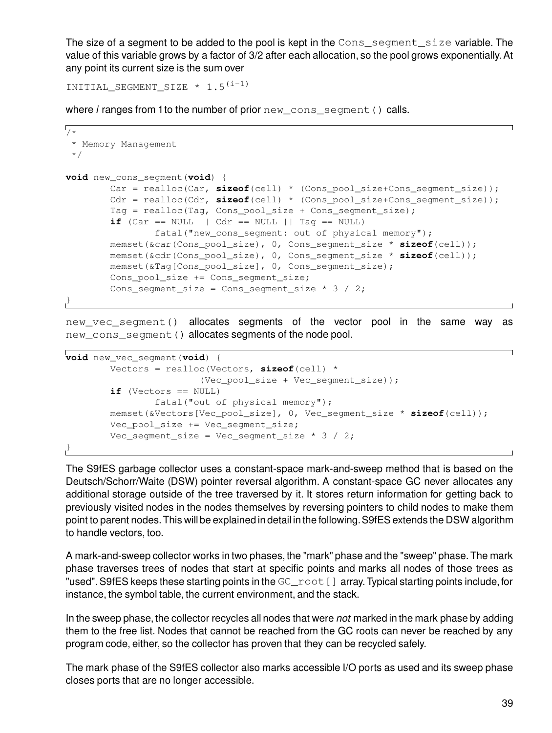The size of a segment to be added to the pool is kept in the `Cons_segment_size` variable. The value of this variable grows by a factor of 3/2 after each allocation, so the pool grows exponentially. At any point its current size is the sum over

INITIAL_SEGMENT_SIZE * $1.5^{(i-1)}$

where *i* ranges from 1 to the number of prior `new_cons_segment()` calls.

```
/*
 * Memory Management
 */

void new_cons_segment(void) {
        Car = realloc(Car, sizeof(cell) * (Cons_pool_size+Cons_segment_size));
        Cdr = realloc(Cdr, sizeof(cell) * (Cons_pool_size+Cons_segment_size));
        Tag = realloc(Tag, Cons_pool_size + Cons_segment_size);
        if (Car == NULL || Cdr == NULL || Tag == NULL)
                fatal("new_cons_segment: out of physical memory");
        memset(&car(Cons_pool_size), 0, Cons_segment_size * sizeof(cell));
        memset(&cdr(Cons_pool_size), 0, Cons_segment_size * sizeof(cell));
        memset(&Tag[Cons_pool_size], 0, Cons_segment_size);
        Cons_pool_size += Cons_segment_size;
        Cons_segment_size = Cons_segment_size * 3 / 2;
}
```

`new_vec_segment()` allocates segments of the vector pool in the same way as `new_cons_segment()` allocates segments of the node pool.

```
void new_vec_segment(void) {
        Vectors = realloc(Vectors, sizeof(cell) *
                        (Vec_pool_size + Vec_segment_size));
        if (Vectors == NULL)
                fatal("out of physical memory");
        memset(&Vectors[Vec_pool_size], 0, Vec_segment_size * sizeof(cell));
        Vec_pool_size += Vec_segment_size;
        Vec_segment_size = Vec_segment_size * 3 / 2;
}
```

The S9fES garbage collector uses a constant-space mark-and-sweep method that is based on the Deutsch/Schorr/Waite (DSW) pointer reversal algorithm. A constant-space GC never allocates any additional storage outside of the tree traversed by it. It stores return information for getting back to previously visited nodes in the nodes themselves by reversing pointers to child nodes to make them point to parent nodes. This will be explained in detail in the following. S9fES extends the DSW algorithm to handle vectors, too.

A mark-and-sweep collector works in two phases, the "mark" phase and the "sweep" phase. The mark phase traverses trees of nodes that start at specific points and marks all nodes of those trees as "used". S9fES keeps these starting points in the `GC_root[]` array. Typical starting points include, for instance, the symbol table, the current environment, and the stack.

In the sweep phase, the collector recycles all nodes that were *not* marked in the mark phase by adding them to the free list. Nodes that cannot be reached from the GC roots can never be reached by any program code, either, so the collector has proven that they can be recycled safely.

The mark phase of the S9fES collector also marks accessible I/O ports as used and its sweep phase closes ports that are no longer accessible.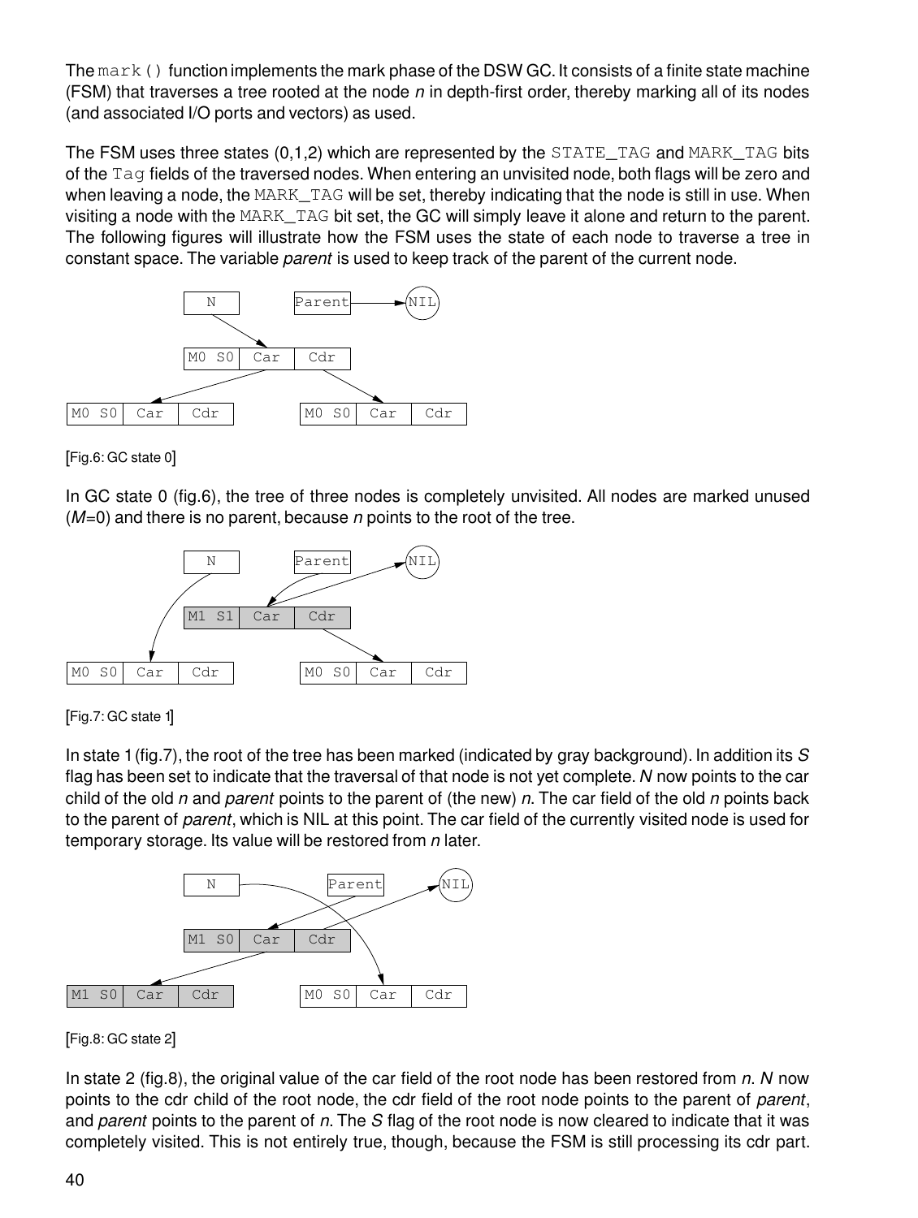The `mark()` function implements the mark phase of the DSW GC. It consists of a finite state machine (FSM) that traverses a tree rooted at the node *n* in depth-first order, thereby marking all of its nodes (and associated I/O ports and vectors) as used.

The FSM uses three states (0,1,2) which are represented by the `STATE_TAG` and `MARK_TAG` bits of the `Tag` fields of the traversed nodes. When entering an unvisited node, both flags will be zero and when leaving a node, the `MARK_TAG` will be set, thereby indicating that the node is still in use. When visiting a node with the `MARK_TAG` bit set, the GC will simply leave it alone and return to the parent. The following figures will illustrate how the FSM uses the state of each node to traverse a tree in constant space. The variable *parent* is used to keep track of the parent of the current node.

N
Parent
NIL
M0 S0 | Car | Cdr
M0 S0 | Car | Cdr
M0 S0 | Car | Cdr

[Fig.6: GC state 0]

In GC state 0 (fig.6), the tree of three nodes is completely unvisited. All nodes are marked unused (*M*=0) and there is no parent, because *n* points to the root of the tree.

N
Parent
NIL
M1 S1 | Car | Cdr
M0 S0 | Car | Cdr
M0 S0 | Car | Cdr

[Fig.7: GC state 1]

In state 1 (fig.7), the root of the tree has been marked (indicated by gray background). In addition its *S* flag has been set to indicate that the traversal of that node is not yet complete. *N* now points to the car child of the old *n* and *parent* points to the parent of (the new) *n*. The car field of the old *n* points back to the parent of *parent*, which is NIL at this point. The car field of the currently visited node is used for temporary storage. Its value will be restored from *n* later.

N
Parent
NIL
M1 S0 | Car | Cdr
M1 S0 | Car | Cdr
M0 S0 | Car | Cdr

[Fig.8: GC state 2]

In state 2 (fig.8), the original value of the car field of the root node has been restored from *n*. *N* now points to the cdr child of the root node, the cdr field of the root node points to the parent of *parent*, and *parent* points to the parent of *n*. The *S* flag of the root node is now cleared to indicate that it was completely visited. This is not entirely true, though, because the FSM is still processing its cdr part.